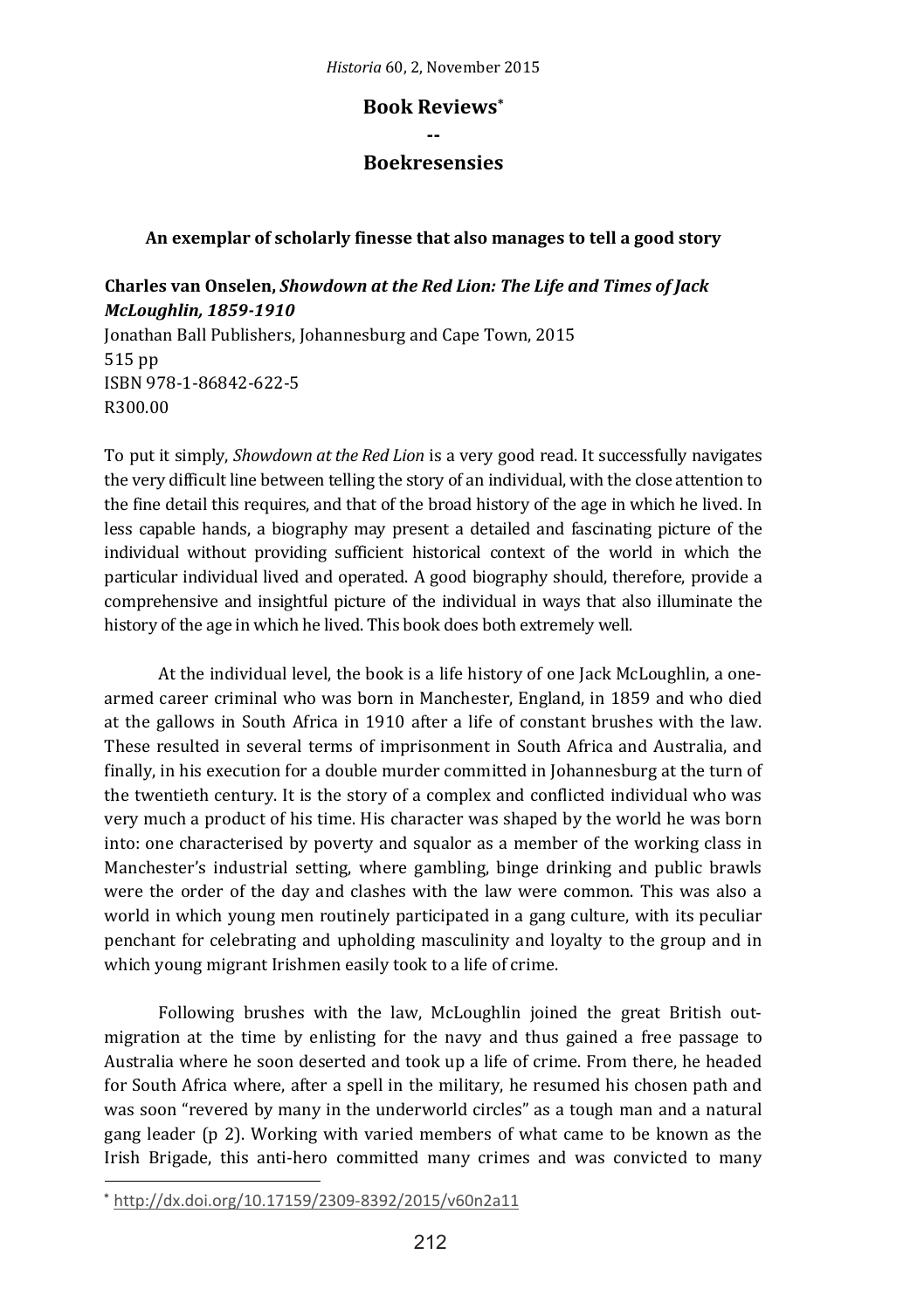# Book Reviews[*]

--

# Boekresensies

### An exemplar of scholarly finesse that also manages to tell a good story

**Charles van Onselen, *Showdown at the Red Lion: The Life and Times of Jack McLoughlin, 1859-1910***
Jonathan Ball Publishers, Johannesburg and Cape Town, 2015
515 pp
ISBN 978-1-86842-622-5
R300.00

To put it simply, *Showdown at the Red Lion* is a very good read. It successfully navigates the very difficult line between telling the story of an individual, with the close attention to the fine detail this requires, and that of the broad history of the age in which he lived. In less capable hands, a biography may present a detailed and fascinating picture of the individual without providing sufficient historical context of the world in which the particular individual lived and operated. A good biography should, therefore, provide a comprehensive and insightful picture of the individual in ways that also illuminate the history of the age in which he lived. This book does both extremely well.

At the individual level, the book is a life history of one Jack McLoughlin, a one-armed career criminal who was born in Manchester, England, in 1859 and who died at the gallows in South Africa in 1910 after a life of constant brushes with the law. These resulted in several terms of imprisonment in South Africa and Australia, and finally, in his execution for a double murder committed in Johannesburg at the turn of the twentieth century. It is the story of a complex and conflicted individual who was very much a product of his time. His character was shaped by the world he was born into: one characterised by poverty and squalor as a member of the working class in Manchester's industrial setting, where gambling, binge drinking and public brawls were the order of the day and clashes with the law were common. This was also a world in which young men routinely participated in a gang culture, with its peculiar penchant for celebrating and upholding masculinity and loyalty to the group and in which young migrant Irishmen easily took to a life of crime.

Following brushes with the law, McLoughlin joined the great British out-migration at the time by enlisting for the navy and thus gained a free passage to Australia where he soon deserted and took up a life of crime. From there, he headed for South Africa where, after a spell in the military, he resumed his chosen path and was soon "revered by many in the underworld circles" as a tough man and a natural gang leader (p 2). Working with varied members of what came to be known as the Irish Brigade, this anti-hero committed many crimes and was convicted to many

[*] http://dx.doi.org/10.17159/2309-8392/2015/v60n2a11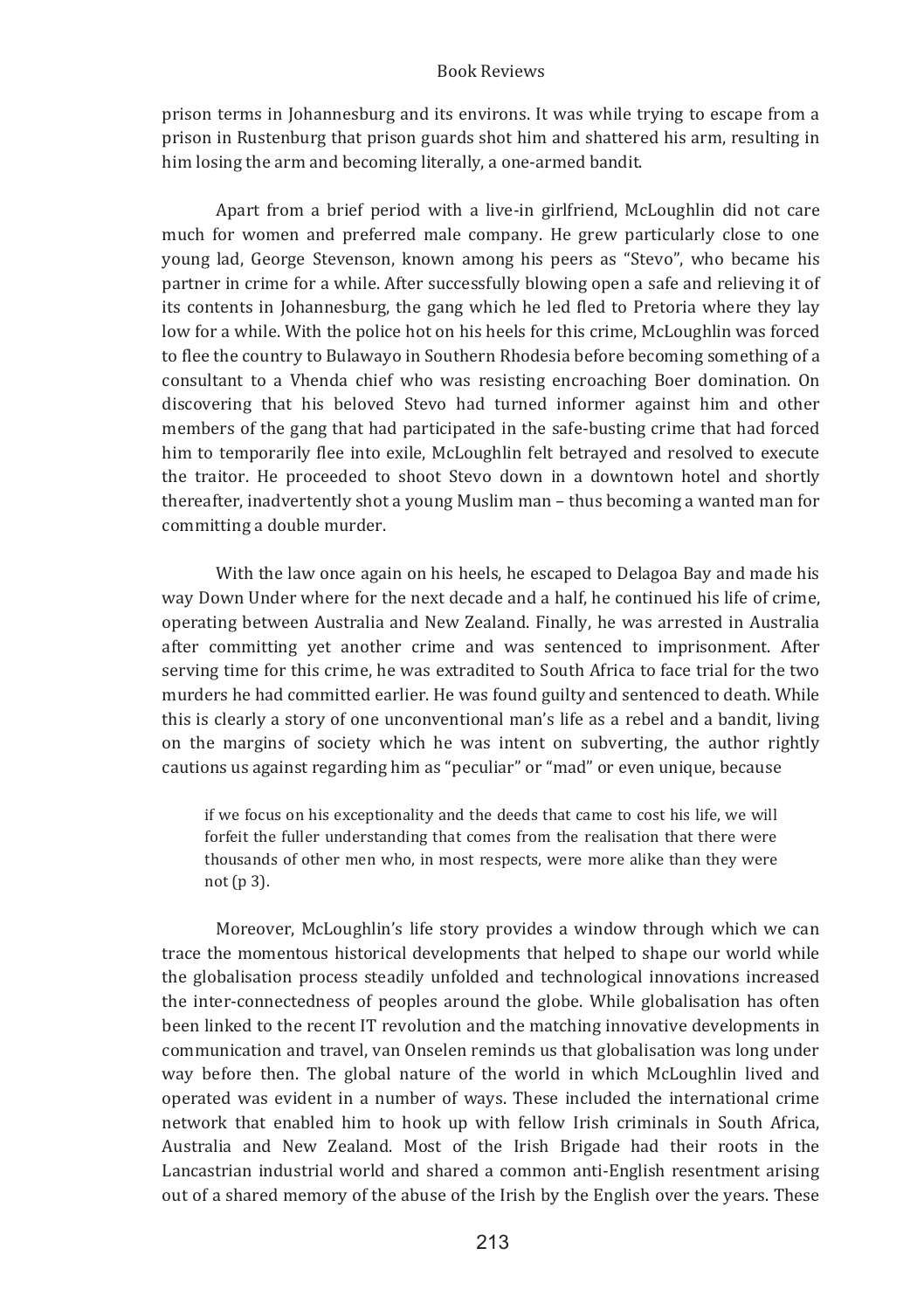prison terms in Johannesburg and its environs. It was while trying to escape from a prison in Rustenburg that prison guards shot him and shattered his arm, resulting in him losing the arm and becoming literally, a one-armed bandit.

Apart from a brief period with a live-in girlfriend, McLoughlin did not care much for women and preferred male company. He grew particularly close to one young lad, George Stevenson, known among his peers as "Stevo", who became his partner in crime for a while. After successfully blowing open a safe and relieving it of its contents in Johannesburg, the gang which he led fled to Pretoria where they lay low for a while. With the police hot on his heels for this crime, McLoughlin was forced to flee the country to Bulawayo in Southern Rhodesia before becoming something of a consultant to a Vhenda chief who was resisting encroaching Boer domination. On discovering that his beloved Stevo had turned informer against him and other members of the gang that had participated in the safe-busting crime that had forced him to temporarily flee into exile, McLoughlin felt betrayed and resolved to execute the traitor. He proceeded to shoot Stevo down in a downtown hotel and shortly thereafter, inadvertently shot a young Muslim man – thus becoming a wanted man for committing a double murder.

With the law once again on his heels, he escaped to Delagoa Bay and made his way Down Under where for the next decade and a half, he continued his life of crime, operating between Australia and New Zealand. Finally, he was arrested in Australia after committing yet another crime and was sentenced to imprisonment. After serving time for this crime, he was extradited to South Africa to face trial for the two murders he had committed earlier. He was found guilty and sentenced to death. While this is clearly a story of one unconventional man's life as a rebel and a bandit, living on the margins of society which he was intent on subverting, the author rightly cautions us against regarding him as "peculiar" or "mad" or even unique, because

> if we focus on his exceptionality and the deeds that came to cost his life, we will forfeit the fuller understanding that comes from the realisation that there were thousands of other men who, in most respects, were more alike than they were not (p 3).

Moreover, McLoughlin's life story provides a window through which we can trace the momentous historical developments that helped to shape our world while the globalisation process steadily unfolded and technological innovations increased the inter-connectedness of peoples around the globe. While globalisation has often been linked to the recent IT revolution and the matching innovative developments in communication and travel, van Onselen reminds us that globalisation was long under way before then. The global nature of the world in which McLoughlin lived and operated was evident in a number of ways. These included the international crime network that enabled him to hook up with fellow Irish criminals in South Africa, Australia and New Zealand. Most of the Irish Brigade had their roots in the Lancastrian industrial world and shared a common anti-English resentment arising out of a shared memory of the abuse of the Irish by the English over the years. These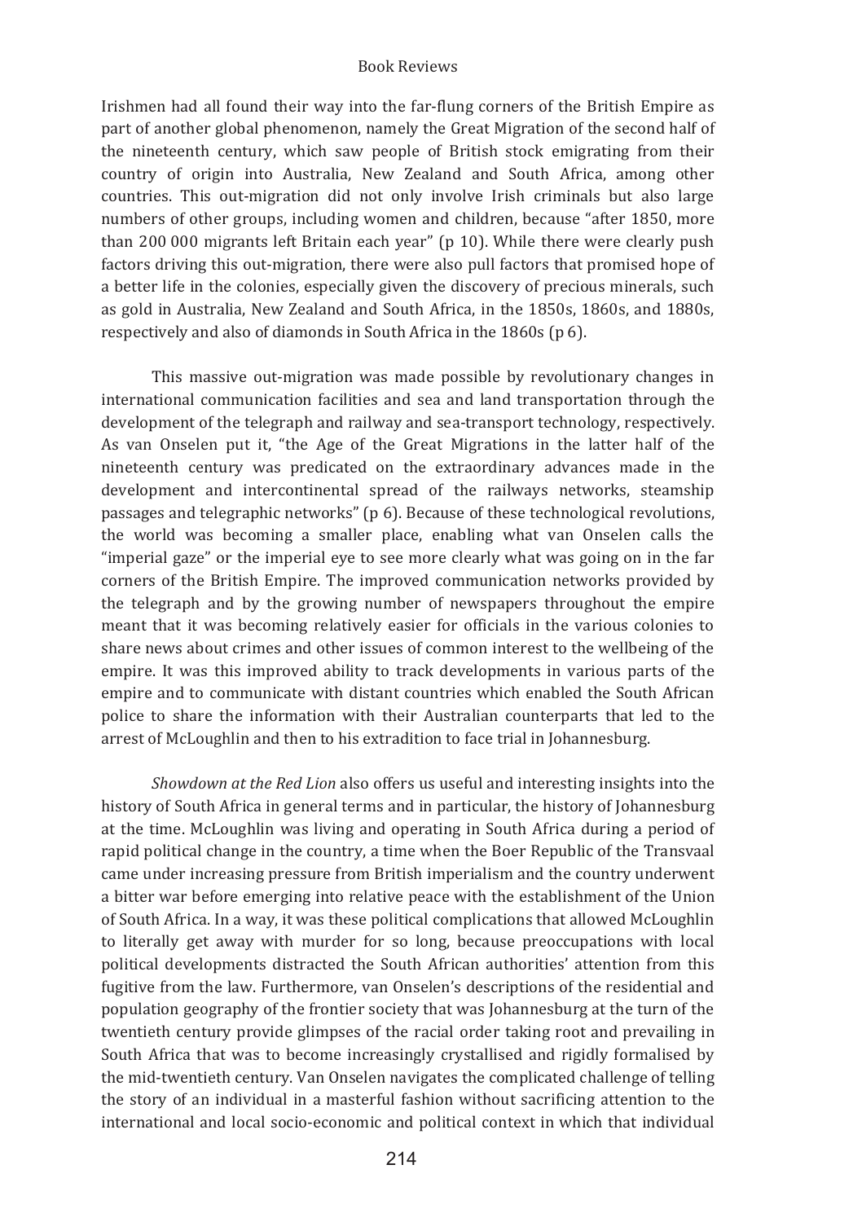Irishmen had all found their way into the far-flung corners of the British Empire as part of another global phenomenon, namely the Great Migration of the second half of the nineteenth century, which saw people of British stock emigrating from their country of origin into Australia, New Zealand and South Africa, among other countries. This out-migration did not only involve Irish criminals but also large numbers of other groups, including women and children, because "after 1850, more than 200 000 migrants left Britain each year" (p 10). While there were clearly push factors driving this out-migration, there were also pull factors that promised hope of a better life in the colonies, especially given the discovery of precious minerals, such as gold in Australia, New Zealand and South Africa, in the 1850s, 1860s, and 1880s, respectively and also of diamonds in South Africa in the 1860s (p 6).

This massive out-migration was made possible by revolutionary changes in international communication facilities and sea and land transportation through the development of the telegraph and railway and sea-transport technology, respectively. As van Onselen put it, "the Age of the Great Migrations in the latter half of the nineteenth century was predicated on the extraordinary advances made in the development and intercontinental spread of the railways networks, steamship passages and telegraphic networks" (p 6). Because of these technological revolutions, the world was becoming a smaller place, enabling what van Onselen calls the "imperial gaze" or the imperial eye to see more clearly what was going on in the far corners of the British Empire. The improved communication networks provided by the telegraph and by the growing number of newspapers throughout the empire meant that it was becoming relatively easier for officials in the various colonies to share news about crimes and other issues of common interest to the wellbeing of the empire. It was this improved ability to track developments in various parts of the empire and to communicate with distant countries which enabled the South African police to share the information with their Australian counterparts that led to the arrest of McLoughlin and then to his extradition to face trial in Johannesburg.

*Showdown at the Red Lion* also offers us useful and interesting insights into the history of South Africa in general terms and in particular, the history of Johannesburg at the time. McLoughlin was living and operating in South Africa during a period of rapid political change in the country, a time when the Boer Republic of the Transvaal came under increasing pressure from British imperialism and the country underwent a bitter war before emerging into relative peace with the establishment of the Union of South Africa. In a way, it was these political complications that allowed McLoughlin to literally get away with murder for so long, because preoccupations with local political developments distracted the South African authorities' attention from this fugitive from the law. Furthermore, van Onselen's descriptions of the residential and population geography of the frontier society that was Johannesburg at the turn of the twentieth century provide glimpses of the racial order taking root and prevailing in South Africa that was to become increasingly crystallised and rigidly formalised by the mid-twentieth century. Van Onselen navigates the complicated challenge of telling the story of an individual in a masterful fashion without sacrificing attention to the international and local socio-economic and political context in which that individual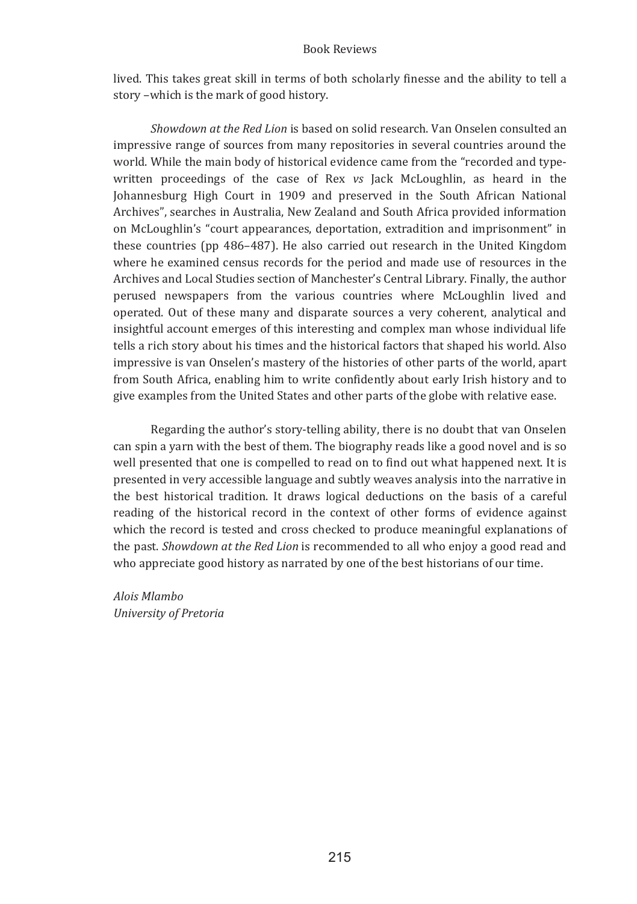lived. This takes great skill in terms of both scholarly finesse and the ability to tell a story –which is the mark of good history.

*Showdown at the Red Lion* is based on solid research. Van Onselen consulted an impressive range of sources from many repositories in several countries around the world. While the main body of historical evidence came from the "recorded and type-written proceedings of the case of Rex *vs* Jack McLoughlin, as heard in the Johannesburg High Court in 1909 and preserved in the South African National Archives", searches in Australia, New Zealand and South Africa provided information on McLoughlin's "court appearances, deportation, extradition and imprisonment" in these countries (pp 486–487). He also carried out research in the United Kingdom where he examined census records for the period and made use of resources in the Archives and Local Studies section of Manchester's Central Library. Finally, the author perused newspapers from the various countries where McLoughlin lived and operated. Out of these many and disparate sources a very coherent, analytical and insightful account emerges of this interesting and complex man whose individual life tells a rich story about his times and the historical factors that shaped his world. Also impressive is van Onselen's mastery of the histories of other parts of the world, apart from South Africa, enabling him to write confidently about early Irish history and to give examples from the United States and other parts of the globe with relative ease.

Regarding the author's story-telling ability, there is no doubt that van Onselen can spin a yarn with the best of them. The biography reads like a good novel and is so well presented that one is compelled to read on to find out what happened next. It is presented in very accessible language and subtly weaves analysis into the narrative in the best historical tradition. It draws logical deductions on the basis of a careful reading of the historical record in the context of other forms of evidence against which the record is tested and cross checked to produce meaningful explanations of the past. *Showdown at the Red Lion* is recommended to all who enjoy a good read and who appreciate good history as narrated by one of the best historians of our time.

*Alois Mlambo*
*University of Pretoria*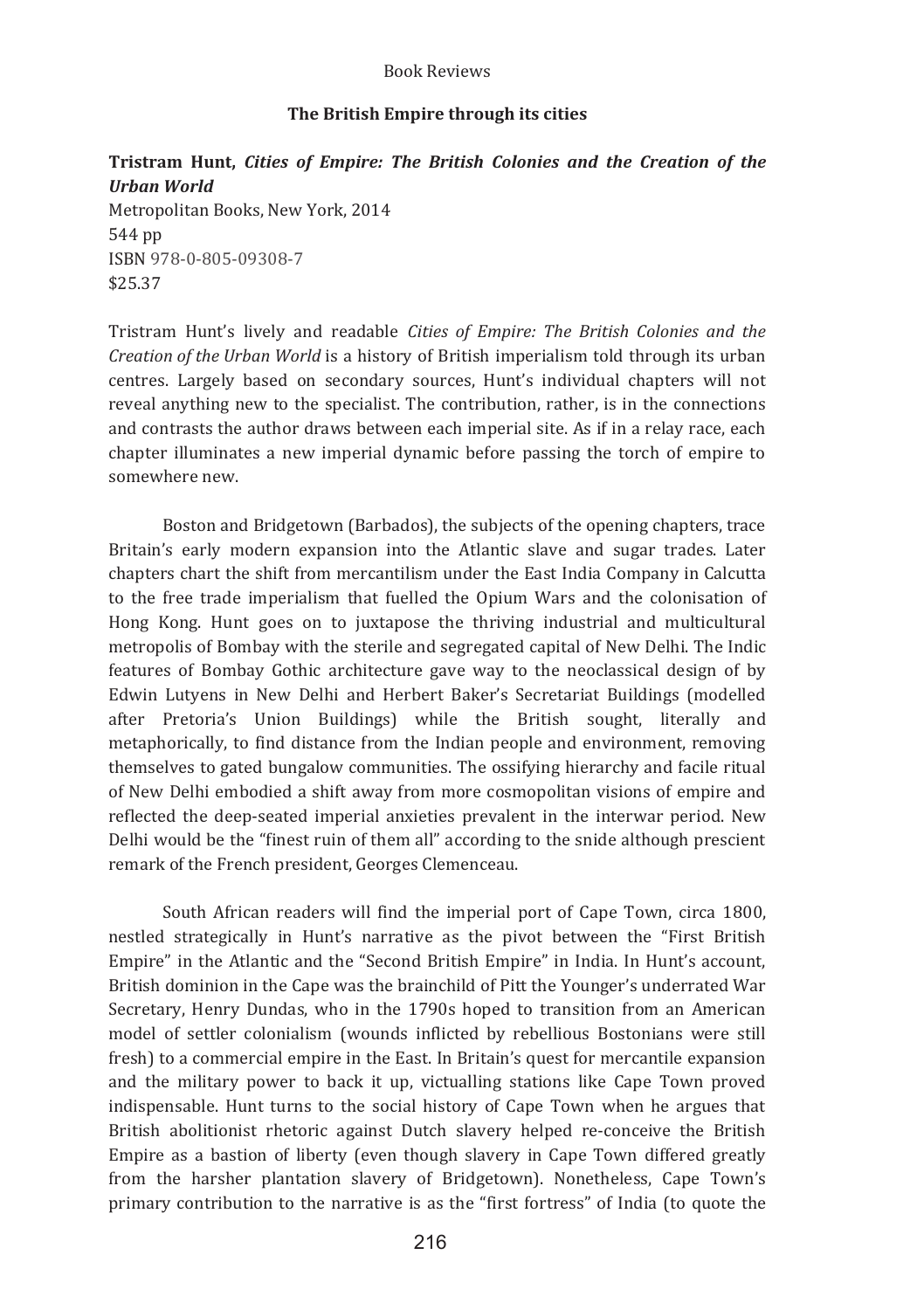### The British Empire through its cities

**Tristram Hunt, *Cities of Empire: The British Colonies and the Creation of the Urban World***
Metropolitan Books, New York, 2014
544 pp
ISBN 978-0-805-09308-7
$25.37

Tristram Hunt's lively and readable *Cities of Empire: The British Colonies and the Creation of the Urban World* is a history of British imperialism told through its urban centres. Largely based on secondary sources, Hunt's individual chapters will not reveal anything new to the specialist. The contribution, rather, is in the connections and contrasts the author draws between each imperial site. As if in a relay race, each chapter illuminates a new imperial dynamic before passing the torch of empire to somewhere new.

Boston and Bridgetown (Barbados), the subjects of the opening chapters, trace Britain's early modern expansion into the Atlantic slave and sugar trades. Later chapters chart the shift from mercantilism under the East India Company in Calcutta to the free trade imperialism that fuelled the Opium Wars and the colonisation of Hong Kong. Hunt goes on to juxtapose the thriving industrial and multicultural metropolis of Bombay with the sterile and segregated capital of New Delhi. The Indic features of Bombay Gothic architecture gave way to the neoclassical design of by Edwin Lutyens in New Delhi and Herbert Baker's Secretariat Buildings (modelled after Pretoria's Union Buildings) while the British sought, literally and metaphorically, to find distance from the Indian people and environment, removing themselves to gated bungalow communities. The ossifying hierarchy and facile ritual of New Delhi embodied a shift away from more cosmopolitan visions of empire and reflected the deep-seated imperial anxieties prevalent in the interwar period. New Delhi would be the "finest ruin of them all" according to the snide although prescient remark of the French president, Georges Clemenceau.

South African readers will find the imperial port of Cape Town, circa 1800, nestled strategically in Hunt's narrative as the pivot between the "First British Empire" in the Atlantic and the "Second British Empire" in India. In Hunt's account, British dominion in the Cape was the brainchild of Pitt the Younger's underrated War Secretary, Henry Dundas, who in the 1790s hoped to transition from an American model of settler colonialism (wounds inflicted by rebellious Bostonians were still fresh) to a commercial empire in the East. In Britain's quest for mercantile expansion and the military power to back it up, victualling stations like Cape Town proved indispensable. Hunt turns to the social history of Cape Town when he argues that British abolitionist rhetoric against Dutch slavery helped re-conceive the British Empire as a bastion of liberty (even though slavery in Cape Town differed greatly from the harsher plantation slavery of Bridgetown). Nonetheless, Cape Town's primary contribution to the narrative is as the "first fortress" of India (to quote the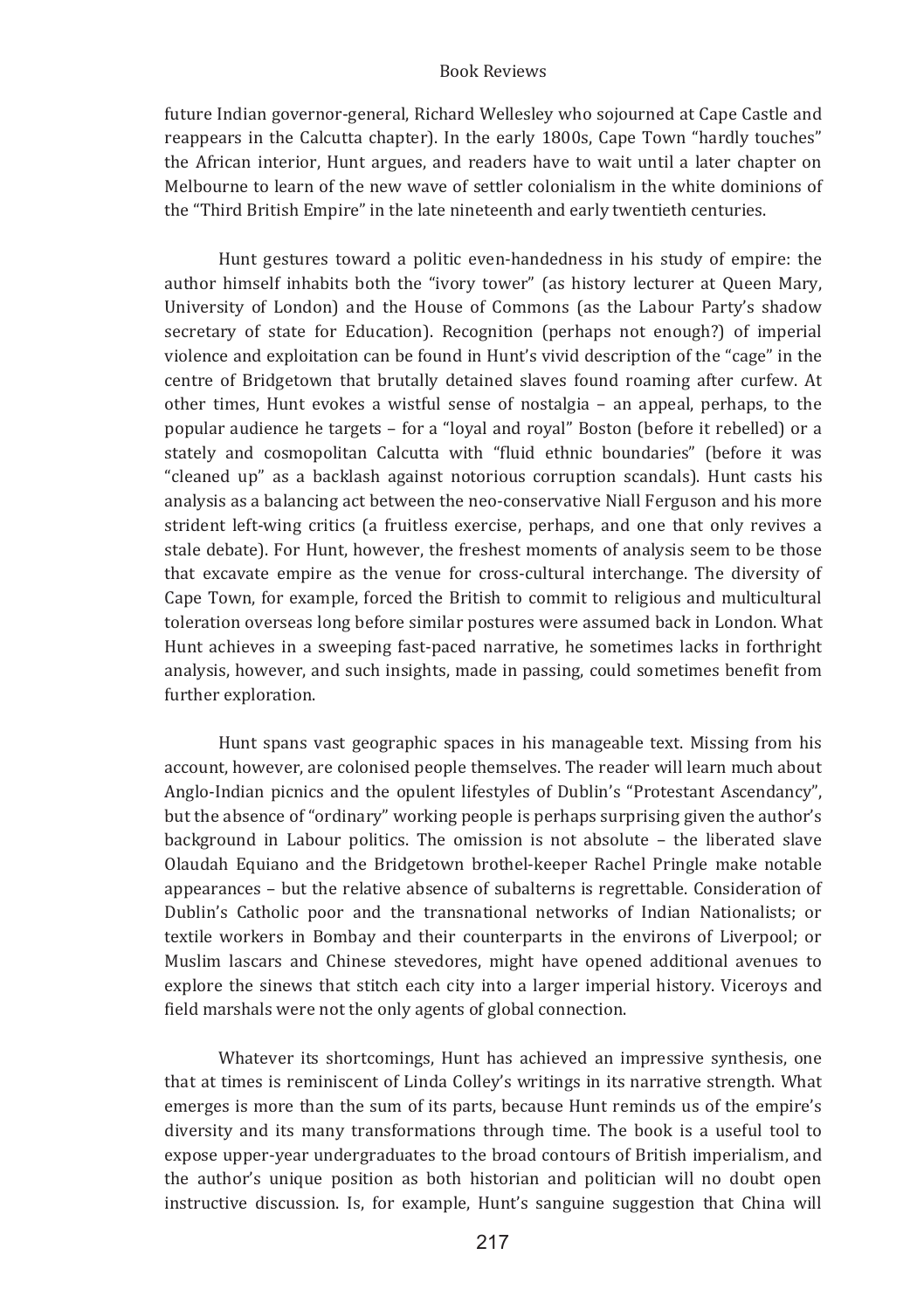future Indian governor-general, Richard Wellesley who sojourned at Cape Castle and reappears in the Calcutta chapter). In the early 1800s, Cape Town "hardly touches" the African interior, Hunt argues, and readers have to wait until a later chapter on Melbourne to learn of the new wave of settler colonialism in the white dominions of the "Third British Empire" in the late nineteenth and early twentieth centuries.

Hunt gestures toward a politic even-handedness in his study of empire: the author himself inhabits both the "ivory tower" (as history lecturer at Queen Mary, University of London) and the House of Commons (as the Labour Party's shadow secretary of state for Education). Recognition (perhaps not enough?) of imperial violence and exploitation can be found in Hunt's vivid description of the "cage" in the centre of Bridgetown that brutally detained slaves found roaming after curfew. At other times, Hunt evokes a wistful sense of nostalgia – an appeal, perhaps, to the popular audience he targets – for a "loyal and royal" Boston (before it rebelled) or a stately and cosmopolitan Calcutta with "fluid ethnic boundaries" (before it was "cleaned up" as a backlash against notorious corruption scandals). Hunt casts his analysis as a balancing act between the neo-conservative Niall Ferguson and his more strident left-wing critics (a fruitless exercise, perhaps, and one that only revives a stale debate). For Hunt, however, the freshest moments of analysis seem to be those that excavate empire as the venue for cross-cultural interchange. The diversity of Cape Town, for example, forced the British to commit to religious and multicultural toleration overseas long before similar postures were assumed back in London. What Hunt achieves in a sweeping fast-paced narrative, he sometimes lacks in forthright analysis, however, and such insights, made in passing, could sometimes benefit from further exploration.

Hunt spans vast geographic spaces in his manageable text. Missing from his account, however, are colonised people themselves. The reader will learn much about Anglo-Indian picnics and the opulent lifestyles of Dublin's "Protestant Ascendancy", but the absence of "ordinary" working people is perhaps surprising given the author's background in Labour politics. The omission is not absolute – the liberated slave Olaudah Equiano and the Bridgetown brothel-keeper Rachel Pringle make notable appearances – but the relative absence of subalterns is regrettable. Consideration of Dublin's Catholic poor and the transnational networks of Indian Nationalists; or textile workers in Bombay and their counterparts in the environs of Liverpool; or Muslim lascars and Chinese stevedores, might have opened additional avenues to explore the sinews that stitch each city into a larger imperial history. Viceroys and field marshals were not the only agents of global connection.

Whatever its shortcomings, Hunt has achieved an impressive synthesis, one that at times is reminiscent of Linda Colley's writings in its narrative strength. What emerges is more than the sum of its parts, because Hunt reminds us of the empire's diversity and its many transformations through time. The book is a useful tool to expose upper-year undergraduates to the broad contours of British imperialism, and the author's unique position as both historian and politician will no doubt open instructive discussion. Is, for example, Hunt's sanguine suggestion that China will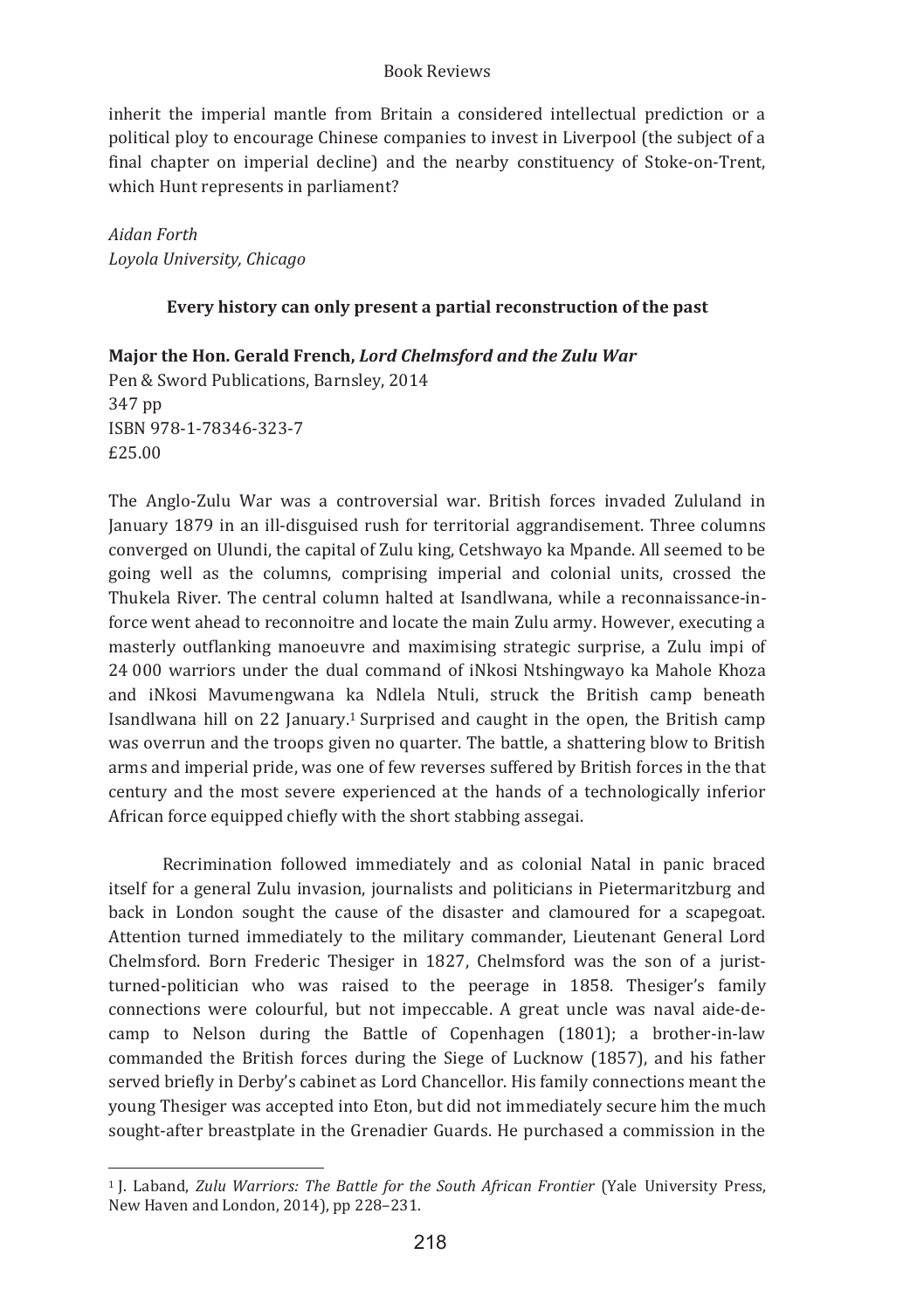inherit the imperial mantle from Britain a considered intellectual prediction or a political ploy to encourage Chinese companies to invest in Liverpool (the subject of a final chapter on imperial decline) and the nearby constituency of Stoke-on-Trent, which Hunt represents in parliament?

*Aidan Forth*
*Loyola University, Chicago*

### Every history can only present a partial reconstruction of the past

**Major the Hon. Gerald French, *Lord Chelmsford and the Zulu War***
Pen & Sword Publications, Barnsley, 2014
347 pp
ISBN 978-1-78346-323-7
£25.00

The Anglo-Zulu War was a controversial war. British forces invaded Zululand in January 1879 in an ill-disguised rush for territorial aggrandisement. Three columns converged on Ulundi, the capital of Zulu king, Cetshwayo ka Mpande. All seemed to be going well as the columns, comprising imperial and colonial units, crossed the Thukela River. The central column halted at Isandlwana, while a reconnaissance-in-force went ahead to reconnoitre and locate the main Zulu army. However, executing a masterly outflanking manoeuvre and maximising strategic surprise, a Zulu impi of 24 000 warriors under the dual command of iNkosi Ntshingwayo ka Mahole Khoza and iNkosi Mavumengwana ka Ndlela Ntuli, struck the British camp beneath Isandlwana hill on 22 January.[1] Surprised and caught in the open, the British camp was overrun and the troops given no quarter. The battle, a shattering blow to British arms and imperial pride, was one of few reverses suffered by British forces in the that century and the most severe experienced at the hands of a technologically inferior African force equipped chiefly with the short stabbing assegai.

Recrimination followed immediately and as colonial Natal in panic braced itself for a general Zulu invasion, journalists and politicians in Pietermaritzburg and back in London sought the cause of the disaster and clamoured for a scapegoat. Attention turned immediately to the military commander, Lieutenant General Lord Chelmsford. Born Frederic Thesiger in 1827, Chelmsford was the son of a jurist-turned-politician who was raised to the peerage in 1858. Thesiger's family connections were colourful, but not impeccable. A great uncle was naval aide-de-camp to Nelson during the Battle of Copenhagen (1801); a brother-in-law commanded the British forces during the Siege of Lucknow (1857), and his father served briefly in Derby's cabinet as Lord Chancellor. His family connections meant the young Thesiger was accepted into Eton, but did not immediately secure him the much sought-after breastplate in the Grenadier Guards. He purchased a commission in the

[1] J. Laband, *Zulu Warriors: The Battle for the South African Frontier* (Yale University Press, New Haven and London, 2014), pp 228–231.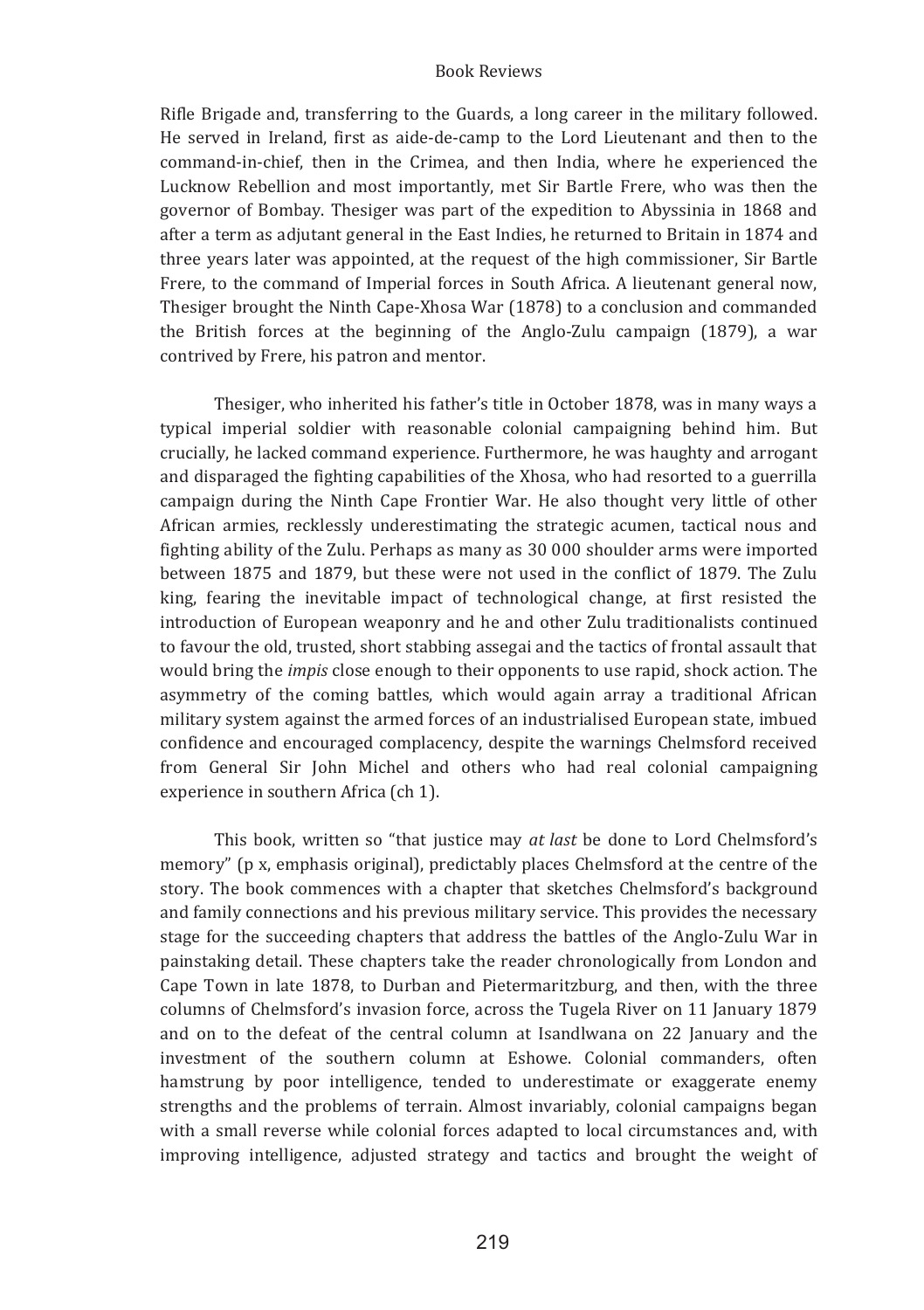Rifle Brigade and, transferring to the Guards, a long career in the military followed. He served in Ireland, first as aide-de-camp to the Lord Lieutenant and then to the command-in-chief, then in the Crimea, and then India, where he experienced the Lucknow Rebellion and most importantly, met Sir Bartle Frere, who was then the governor of Bombay. Thesiger was part of the expedition to Abyssinia in 1868 and after a term as adjutant general in the East Indies, he returned to Britain in 1874 and three years later was appointed, at the request of the high commissioner, Sir Bartle Frere, to the command of Imperial forces in South Africa. A lieutenant general now, Thesiger brought the Ninth Cape-Xhosa War (1878) to a conclusion and commanded the British forces at the beginning of the Anglo-Zulu campaign (1879), a war contrived by Frere, his patron and mentor.

Thesiger, who inherited his father's title in October 1878, was in many ways a typical imperial soldier with reasonable colonial campaigning behind him. But crucially, he lacked command experience. Furthermore, he was haughty and arrogant and disparaged the fighting capabilities of the Xhosa, who had resorted to a guerrilla campaign during the Ninth Cape Frontier War. He also thought very little of other African armies, recklessly underestimating the strategic acumen, tactical nous and fighting ability of the Zulu. Perhaps as many as 30 000 shoulder arms were imported between 1875 and 1879, but these were not used in the conflict of 1879. The Zulu king, fearing the inevitable impact of technological change, at first resisted the introduction of European weaponry and he and other Zulu traditionalists continued to favour the old, trusted, short stabbing assegai and the tactics of frontal assault that would bring the *impis* close enough to their opponents to use rapid, shock action. The asymmetry of the coming battles, which would again array a traditional African military system against the armed forces of an industrialised European state, imbued confidence and encouraged complacency, despite the warnings Chelmsford received from General Sir John Michel and others who had real colonial campaigning experience in southern Africa (ch 1).

This book, written so "that justice may *at last* be done to Lord Chelmsford's memory" (p x, emphasis original), predictably places Chelmsford at the centre of the story. The book commences with a chapter that sketches Chelmsford's background and family connections and his previous military service. This provides the necessary stage for the succeeding chapters that address the battles of the Anglo-Zulu War in painstaking detail. These chapters take the reader chronologically from London and Cape Town in late 1878, to Durban and Pietermaritzburg, and then, with the three columns of Chelmsford's invasion force, across the Tugela River on 11 January 1879 and on to the defeat of the central column at Isandlwana on 22 January and the investment of the southern column at Eshowe. Colonial commanders, often hamstrung by poor intelligence, tended to underestimate or exaggerate enemy strengths and the problems of terrain. Almost invariably, colonial campaigns began with a small reverse while colonial forces adapted to local circumstances and, with improving intelligence, adjusted strategy and tactics and brought the weight of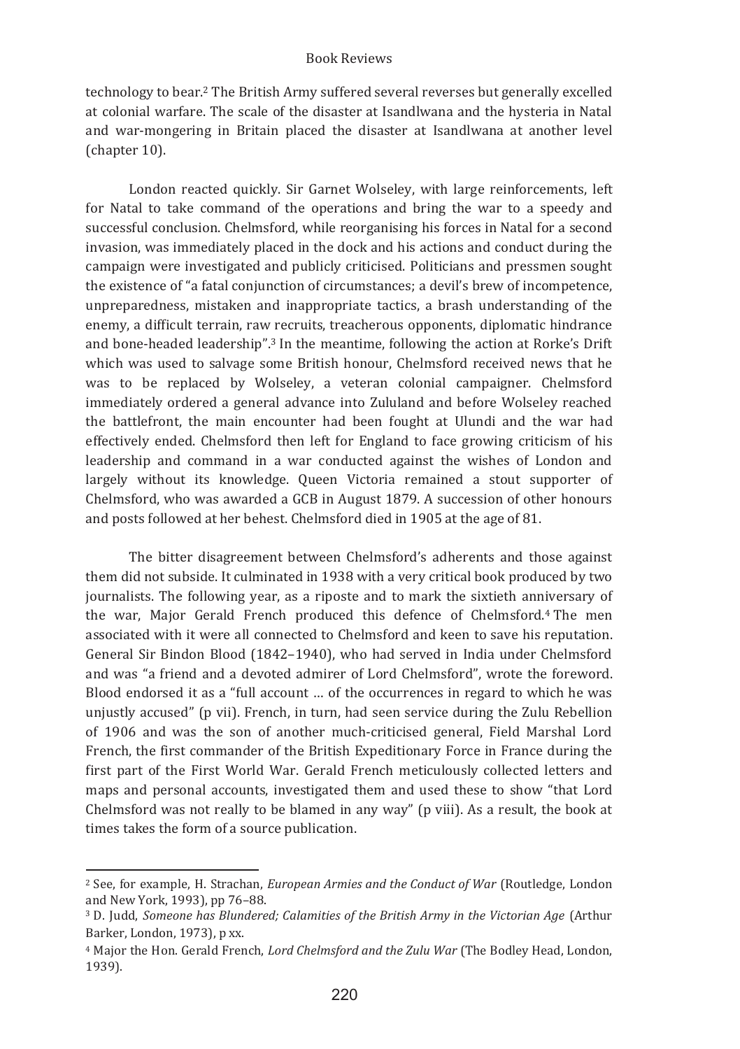technology to bear.[2] The British Army suffered several reverses but generally excelled at colonial warfare. The scale of the disaster at Isandlwana and the hysteria in Natal and war-mongering in Britain placed the disaster at Isandlwana at another level (chapter 10).

London reacted quickly. Sir Garnet Wolseley, with large reinforcements, left for Natal to take command of the operations and bring the war to a speedy and successful conclusion. Chelmsford, while reorganising his forces in Natal for a second invasion, was immediately placed in the dock and his actions and conduct during the campaign were investigated and publicly criticised. Politicians and pressmen sought the existence of "a fatal conjunction of circumstances; a devil's brew of incompetence, unpreparedness, mistaken and inappropriate tactics, a brash understanding of the enemy, a difficult terrain, raw recruits, treacherous opponents, diplomatic hindrance and bone-headed leadership".[3] In the meantime, following the action at Rorke's Drift which was used to salvage some British honour, Chelmsford received news that he was to be replaced by Wolseley, a veteran colonial campaigner. Chelmsford immediately ordered a general advance into Zululand and before Wolseley reached the battlefront, the main encounter had been fought at Ulundi and the war had effectively ended. Chelmsford then left for England to face growing criticism of his leadership and command in a war conducted against the wishes of London and largely without its knowledge. Queen Victoria remained a stout supporter of Chelmsford, who was awarded a GCB in August 1879. A succession of other honours and posts followed at her behest. Chelmsford died in 1905 at the age of 81.

The bitter disagreement between Chelmsford's adherents and those against them did not subside. It culminated in 1938 with a very critical book produced by two journalists. The following year, as a riposte and to mark the sixtieth anniversary of the war, Major Gerald French produced this defence of Chelmsford.[4] The men associated with it were all connected to Chelmsford and keen to save his reputation. General Sir Bindon Blood (1842–1940), who had served in India under Chelmsford and was "a friend and a devoted admirer of Lord Chelmsford", wrote the foreword. Blood endorsed it as a "full account … of the occurrences in regard to which he was unjustly accused" (p vii). French, in turn, had seen service during the Zulu Rebellion of 1906 and was the son of another much-criticised general, Field Marshal Lord French, the first commander of the British Expeditionary Force in France during the first part of the First World War. Gerald French meticulously collected letters and maps and personal accounts, investigated them and used these to show "that Lord Chelmsford was not really to be blamed in any way" (p viii). As a result, the book at times takes the form of a source publication.

---

[2] See, for example, H. Strachan, *European Armies and the Conduct of War* (Routledge, London and New York, 1993), pp 76–88.

[3] D. Judd, *Someone has Blundered; Calamities of the British Army in the Victorian Age* (Arthur Barker, London, 1973), p xx.

[4] Major the Hon. Gerald French, *Lord Chelmsford and the Zulu War* (The Bodley Head, London, 1939).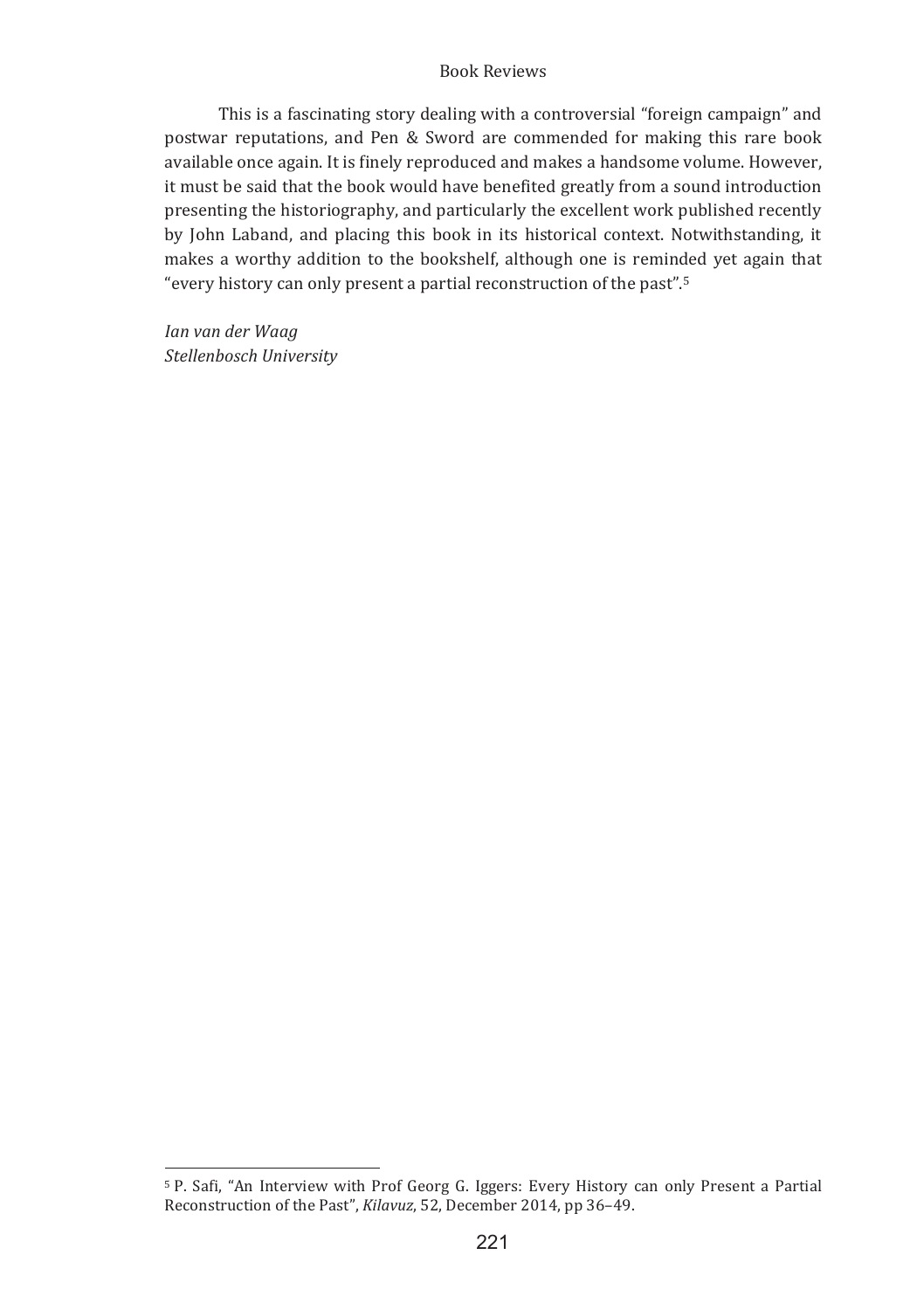This is a fascinating story dealing with a controversial "foreign campaign" and postwar reputations, and Pen & Sword are commended for making this rare book available once again. It is finely reproduced and makes a handsome volume. However, it must be said that the book would have benefited greatly from a sound introduction presenting the historiography, and particularly the excellent work published recently by John Laband, and placing this book in its historical context. Notwithstanding, it makes a worthy addition to the bookshelf, although one is reminded yet again that "every history can only present a partial reconstruction of the past".[5]

*Ian van der Waag*
*Stellenbosch University*

---

[5] P. Safi, "An Interview with Prof Georg G. Iggers: Every History can only Present a Partial Reconstruction of the Past", *Kilavuz*, 52, December 2014, pp 36–49.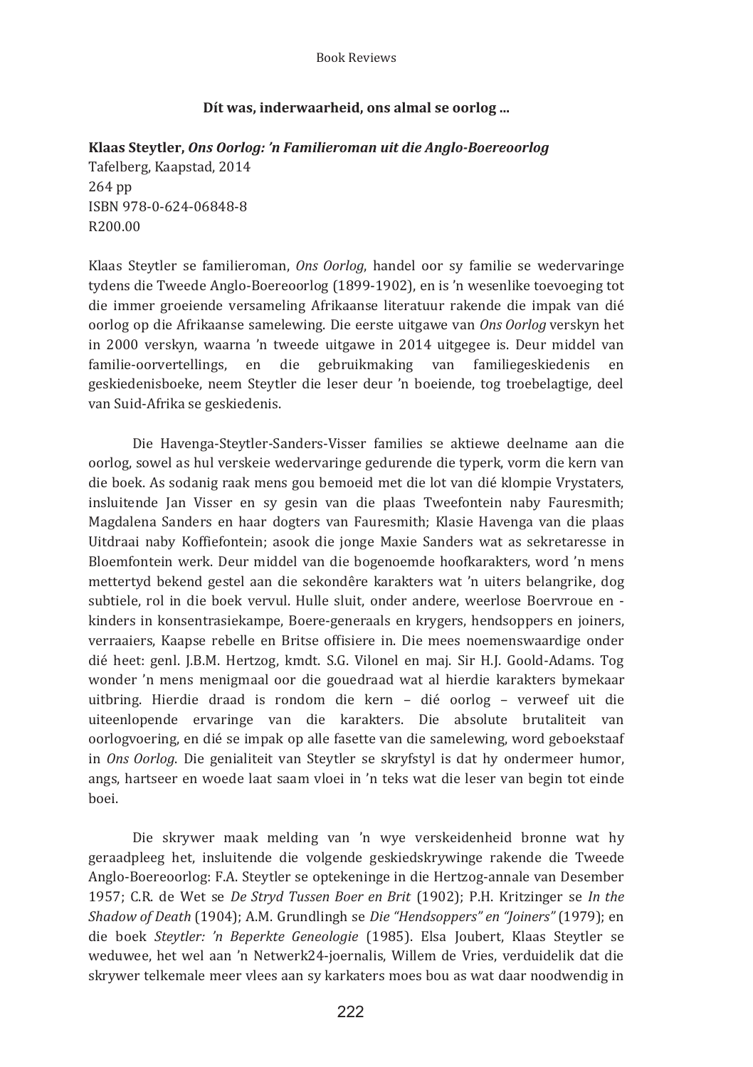## Dít was, inderwaarheid, ons almal se oorlog ...

**Klaas Steytler, *Ons Oorlog: 'n Familieroman uit die Anglo-Boereoorlog***
Tafelberg, Kaapstad, 2014
264 pp
ISBN 978-0-624-06848-8
R200.00

Klaas Steytler se familieroman, *Ons Oorlog*, handel oor sy familie se wedervaringe tydens die Tweede Anglo-Boereoorlog (1899-1902), en is 'n wesenlike toevoeging tot die immer groeiende versameling Afrikaanse literatuur rakende die impak van dié oorlog op die Afrikaanse samelewing. Die eerste uitgawe van *Ons Oorlog* verskyn het in 2000 verskyn, waarna 'n tweede uitgawe in 2014 uitgegee is. Deur middel van familie-oorvertellings, en die gebruikmaking van familiegeskiedenis en geskiedenisboeke, neem Steytler die leser deur 'n boeiende, tog troebelagtige, deel van Suid-Afrika se geskiedenis.

Die Havenga-Steytler-Sanders-Visser families se aktiewe deelname aan die oorlog, sowel as hul verskeie wedervaringe gedurende die typerk, vorm die kern van die boek. As sodanig raak mens gou bemoeid met die lot van dié klompie Vrystaters, insluitende Jan Visser en sy gesin van die plaas Tweefontein naby Fauresmith; Magdalena Sanders en haar dogters van Fauresmith; Klasie Havenga van die plaas Uitdraai naby Koffiefontein; asook die jonge Maxie Sanders wat as sekretaresse in Bloemfontein werk. Deur middel van die bogenoemde hoofkarakters, word 'n mens mettertyd bekend gestel aan die sekondêre karakters wat 'n uiters belangrike, dog subtiele, rol in die boek vervul. Hulle sluit, onder andere, weerlose Boervroue en -kinders in konsentrasiekampe, Boere-generaals en krygers, hendsoppers en joiners, verraaiers, Kaapse rebelle en Britse offisiere in. Die mees noemenswaardige onder dié heet: genl. J.B.M. Hertzog, kmdt. S.G. Vilonel en maj. Sir H.J. Goold-Adams. Tog wonder 'n mens menigmaal oor die gouedraad wat al hierdie karakters bymekaar uitbring. Hierdie draad is rondom die kern – dié oorlog – verweef uit die uiteenlopende ervaringe van die karakters. Die absolute brutaliteit van oorlogvoering, en dié se impak op alle fasette van die samelewing, word geboekstaaf in *Ons Oorlog*. Die genialiteit van Steytler se skryfstyl is dat hy ondermeer humor, angs, hartseer en woede laat saam vloei in 'n teks wat die leser van begin tot einde boei.

Die skrywer maak melding van 'n wye verskeidenheid bronne wat hy geraadpleeg het, insluitende die volgende geskiedskrywinge rakende die Tweede Anglo-Boereoorlog: F.A. Steytler se optekeninge in die Hertzog-annale van Desember 1957; C.R. de Wet se *De Stryd Tussen Boer en Brit* (1902); P.H. Kritzinger se *In the Shadow of Death* (1904); A.M. Grundlingh se *Die "Hendsoppers" en "Joiners"* (1979); en die boek *Steytler: 'n Beperkte Geneologie* (1985). Elsa Joubert, Klaas Steytler se weduwee, het wel aan 'n Netwerk24-joernalis, Willem de Vries, verduidelik dat die skrywer telkemale meer vlees aan sy karkaters moes bou as wat daar noodwendig in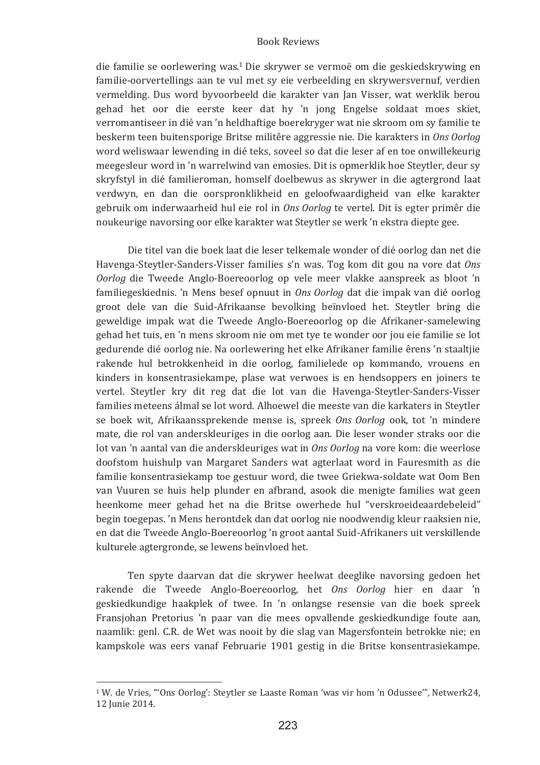die familie se oorlewering was.[1] Die skrywer se vermoë om die geskiedskrywing en familie-oorvertellings aan te vul met sy eie verbeelding en skrywersvernuf, verdien vermelding. Dus word byvoorbeeld die karakter van Jan Visser, wat werklik berou gehad het oor die eerste keer dat hy 'n jong Engelse soldaat moes skiet, verromantiseer in dié van 'n heldhaftige boerekryger wat nie skroom om sy familie te beskerm teen buitensporige Britse militêre aggressie nie. Die karakters in *Ons Oorlog* word weliswaar lewending in dié teks, soveel so dat die leser af en toe onwillekeurig meegesleur word in 'n warrelwind van emosies. Dit is opmerklik hoe Steytler, deur sy skryfstyl in dié familieroman, homself doelbewus as skrywer in die agtergrond laat verdwyn, en dan die oorspronklikheid en geloofwaardigheid van elke karakter gebruik om inderwaarheid hul eie rol in *Ons Oorlog* te vertel. Dit is egter primêr die noukeurige navorsing oor elke karakter wat Steytler se werk 'n ekstra diepte gee.

Die titel van die boek laat die leser telkemale wonder of dié oorlog dan net die Havenga-Steytler-Sanders-Visser families s'n was. Tog kom dit gou na vore dat *Ons Oorlog* die Tweede Anglo-Boereoorlog op vele meer vlakke aanspreek as bloot 'n familiegeskiednis. 'n Mens besef opnuut in *Ons Oorlog* dat die impak van dié oorlog groot dele van die Suid-Afrikaanse bevolking beïnvloed het. Steytler bring die geweldige impak wat die Tweede Anglo-Boereoorlog op die Afrikaner-samelewing gehad het tuis, en 'n mens skroom nie om met tye te wonder oor jou eie familie se lot gedurende dié oorlog nie. Na oorlewering het elke Afrikaner familie êrens 'n staaltjie rakende hul betrokkenheid in die oorlog, familielede op kommando, vrouens en kinders in konsentrasiekampe, plase wat verwoes is en hendsoppers en joiners te vertel. Steytler kry dit reg dat die lot van die Havenga-Steytler-Sanders-Visser families meteens álmal se lot word. Alhoewel die meeste van die karkaters in Steytler se boek wit, Afrikaanssprekende mense is, spreek *Ons Oorlog* ook, tot 'n mindere mate, die rol van anderskleuriges in die oorlog aan. Die leser wonder straks oor die lot van 'n aantal van die anderskleuriges wat in *Ons Oorlog* na vore kom: die weerlose doofstom huishulp van Margaret Sanders wat agterlaat word in Fauresmith as die familie konsentrasiekamp toe gestuur word, die twee Griekwa-soldate wat Oom Ben van Vuuren se huis help plunder en afbrand, asook die menigte families wat geen heenkome meer gehad het na die Britse owerhede hul "verskroeideaardebeleid" begin toegepas. 'n Mens herontdek dan dat oorlog nie noodwendig kleur raaksien nie, en dat die Tweede Anglo-Boereoorlog 'n groot aantal Suid-Afrikaners uit verskillende kulturele agtergronde, se lewens beïnvloed het.

Ten spyte daarvan dat die skrywer heelwat deeglike navorsing gedoen het rakende die Tweede Anglo-Boereoorlog, het *Ons Oorlog* hier en daar 'n geskiedkundige haakplek of twee. In 'n onlangse resensie van die boek spreek Fransjohan Pretorius 'n paar van die mees opvallende geskiedkundige foute aan, naamlik: genl. C.R. de Wet was nooit by die slag van Magersfontein betrokke nie; en kampskole was eers vanaf Februarie 1901 gestig in die Britse konsentrasiekampe.

---

[1] W. de Vries, "'Ons Oorlog': Steytler se Laaste Roman 'was vir hom 'n Odussee'", Netwerk24, 12 Junie 2014.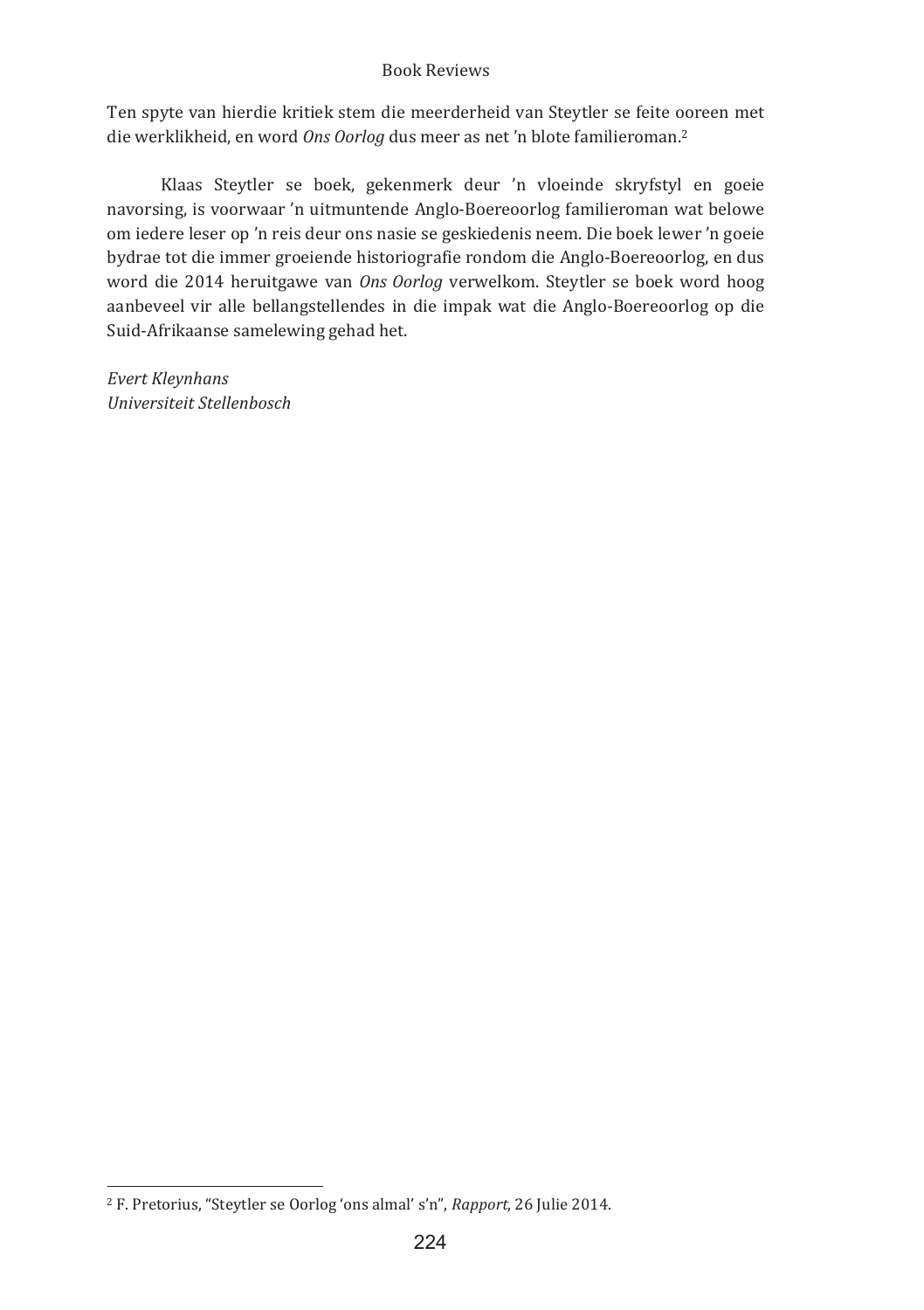Ten spyte van hierdie kritiek stem die meerderheid van Steytler se feite ooreen met die werklikheid, en word *Ons Oorlog* dus meer as net ’n blote familieroman.[2]

Klaas Steytler se boek, gekenmerk deur ’n vloeinde skryfstyl en goeie navorsing, is voorwaar ’n uitmuntende Anglo-Boereoorlog familieroman wat belowe om iedere leser op ’n reis deur ons nasie se geskiedenis neem. Die boek lewer ’n goeie bydrae tot die immer groeiende historiografie rondom die Anglo-Boereoorlog, en dus word die 2014 heruitgawe van *Ons Oorlog* verwelkom. Steytler se boek word hoog aanbeveel vir alle bellangstellendes in die impak wat die Anglo-Boereoorlog op die Suid-Afrikaanse samelewing gehad het.

*Evert Kleynhans*
*Universiteit Stellenbosch*

---

[2] F. Pretorius, “Steytler se Oorlog ‘ons almal’ s’n”, *Rapport*, 26 Julie 2014.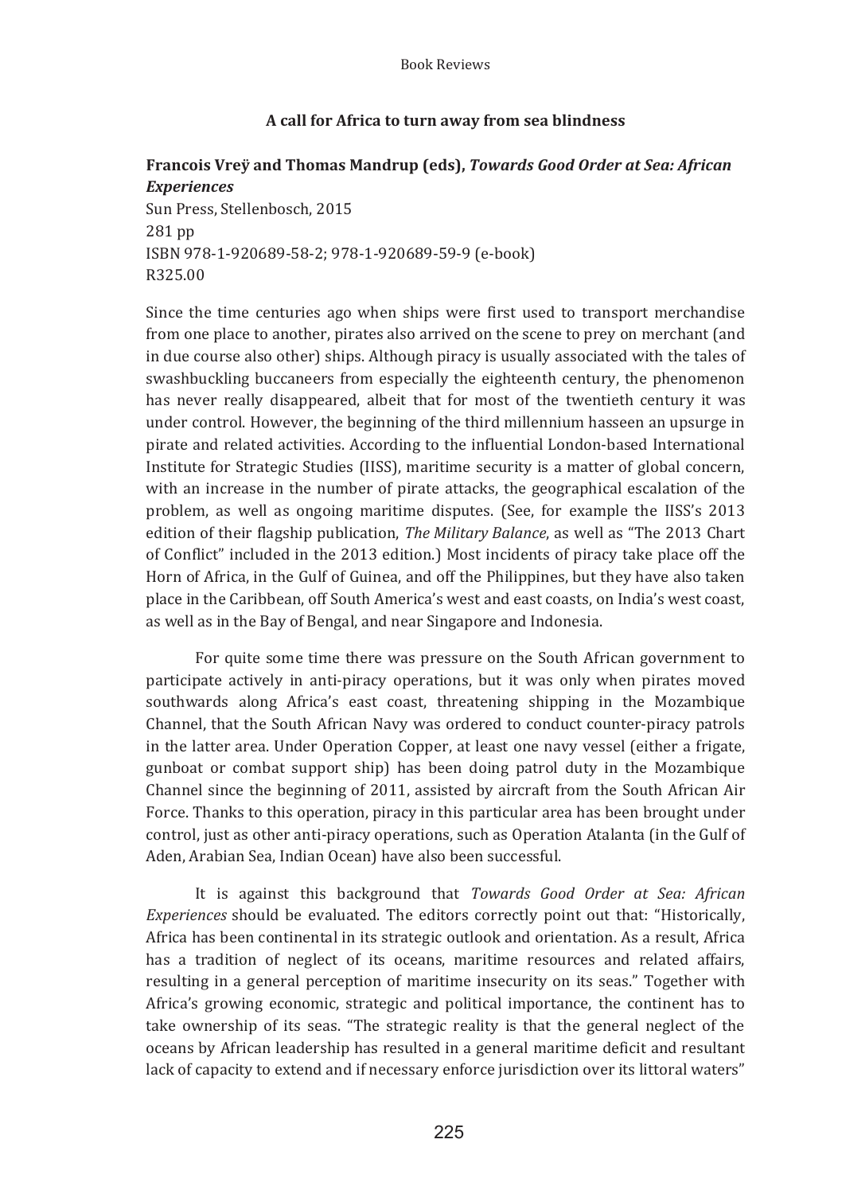## A call for Africa to turn away from sea blindness

**Francois Vreÿ and Thomas Mandrup (eds), *Towards Good Order at Sea: African Experiences***

Sun Press, Stellenbosch, 2015
281 pp
ISBN 978-1-920689-58-2; 978-1-920689-59-9 (e-book)
R325.00

Since the time centuries ago when ships were first used to transport merchandise from one place to another, pirates also arrived on the scene to prey on merchant (and in due course also other) ships. Although piracy is usually associated with the tales of swashbuckling buccaneers from especially the eighteenth century, the phenomenon has never really disappeared, albeit that for most of the twentieth century it was under control. However, the beginning of the third millennium hasseen an upsurge in pirate and related activities. According to the influential London-based International Institute for Strategic Studies (IISS), maritime security is a matter of global concern, with an increase in the number of pirate attacks, the geographical escalation of the problem, as well as ongoing maritime disputes. (See, for example the IISS's 2013 edition of their flagship publication, *The Military Balance*, as well as "The 2013 Chart of Conflict" included in the 2013 edition.) Most incidents of piracy take place off the Horn of Africa, in the Gulf of Guinea, and off the Philippines, but they have also taken place in the Caribbean, off South America's west and east coasts, on India's west coast, as well as in the Bay of Bengal, and near Singapore and Indonesia.

For quite some time there was pressure on the South African government to participate actively in anti-piracy operations, but it was only when pirates moved southwards along Africa's east coast, threatening shipping in the Mozambique Channel, that the South African Navy was ordered to conduct counter-piracy patrols in the latter area. Under Operation Copper, at least one navy vessel (either a frigate, gunboat or combat support ship) has been doing patrol duty in the Mozambique Channel since the beginning of 2011, assisted by aircraft from the South African Air Force. Thanks to this operation, piracy in this particular area has been brought under control, just as other anti-piracy operations, such as Operation Atalanta (in the Gulf of Aden, Arabian Sea, Indian Ocean) have also been successful.

It is against this background that *Towards Good Order at Sea: African Experiences* should be evaluated. The editors correctly point out that: "Historically, Africa has been continental in its strategic outlook and orientation. As a result, Africa has a tradition of neglect of its oceans, maritime resources and related affairs, resulting in a general perception of maritime insecurity on its seas." Together with Africa's growing economic, strategic and political importance, the continent has to take ownership of its seas. "The strategic reality is that the general neglect of the oceans by African leadership has resulted in a general maritime deficit and resultant lack of capacity to extend and if necessary enforce jurisdiction over its littoral waters"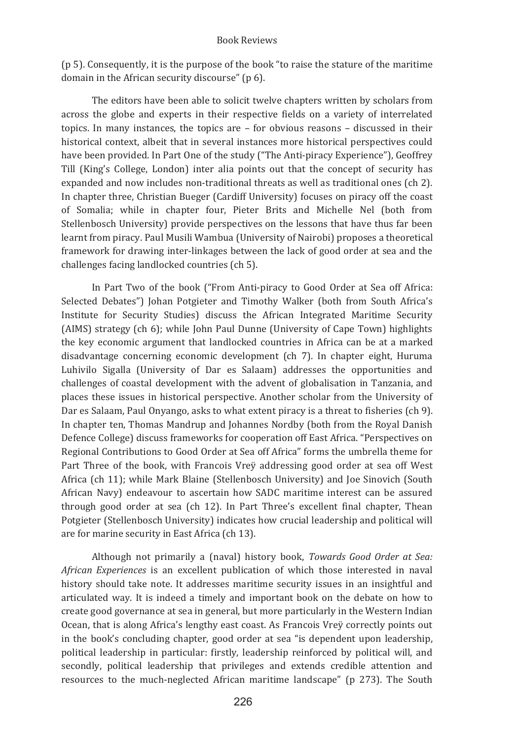(p 5). Consequently, it is the purpose of the book "to raise the stature of the maritime domain in the African security discourse" (p 6).

The editors have been able to solicit twelve chapters written by scholars from across the globe and experts in their respective fields on a variety of interrelated topics. In many instances, the topics are – for obvious reasons – discussed in their historical context, albeit that in several instances more historical perspectives could have been provided. In Part One of the study ("The Anti-piracy Experience"), Geoffrey Till (King's College, London) inter alia points out that the concept of security has expanded and now includes non-traditional threats as well as traditional ones (ch 2). In chapter three, Christian Bueger (Cardiff University) focuses on piracy off the coast of Somalia; while in chapter four, Pieter Brits and Michelle Nel (both from Stellenbosch University) provide perspectives on the lessons that have thus far been learnt from piracy. Paul Musili Wambua (University of Nairobi) proposes a theoretical framework for drawing inter-linkages between the lack of good order at sea and the challenges facing landlocked countries (ch 5).

In Part Two of the book ("From Anti-piracy to Good Order at Sea off Africa: Selected Debates") Johan Potgieter and Timothy Walker (both from South Africa's Institute for Security Studies) discuss the African Integrated Maritime Security (AIMS) strategy (ch 6); while John Paul Dunne (University of Cape Town) highlights the key economic argument that landlocked countries in Africa can be at a marked disadvantage concerning economic development (ch 7). In chapter eight, Huruma Luhivilo Sigalla (University of Dar es Salaam) addresses the opportunities and challenges of coastal development with the advent of globalisation in Tanzania, and places these issues in historical perspective. Another scholar from the University of Dar es Salaam, Paul Onyango, asks to what extent piracy is a threat to fisheries (ch 9). In chapter ten, Thomas Mandrup and Johannes Nordby (both from the Royal Danish Defence College) discuss frameworks for cooperation off East Africa. "Perspectives on Regional Contributions to Good Order at Sea off Africa" forms the umbrella theme for Part Three of the book, with Francois Vreÿ addressing good order at sea off West Africa (ch 11); while Mark Blaine (Stellenbosch University) and Joe Sinovich (South African Navy) endeavour to ascertain how SADC maritime interest can be assured through good order at sea (ch 12). In Part Three's excellent final chapter, Thean Potgieter (Stellenbosch University) indicates how crucial leadership and political will are for marine security in East Africa (ch 13).

Although not primarily a (naval) history book, *Towards Good Order at Sea: African Experiences* is an excellent publication of which those interested in naval history should take note. It addresses maritime security issues in an insightful and articulated way. It is indeed a timely and important book on the debate on how to create good governance at sea in general, but more particularly in the Western Indian Ocean, that is along Africa's lengthy east coast. As Francois Vreÿ correctly points out in the book's concluding chapter, good order at sea "is dependent upon leadership, political leadership in particular: firstly, leadership reinforced by political will, and secondly, political leadership that privileges and extends credible attention and resources to the much-neglected African maritime landscape" (p 273). The South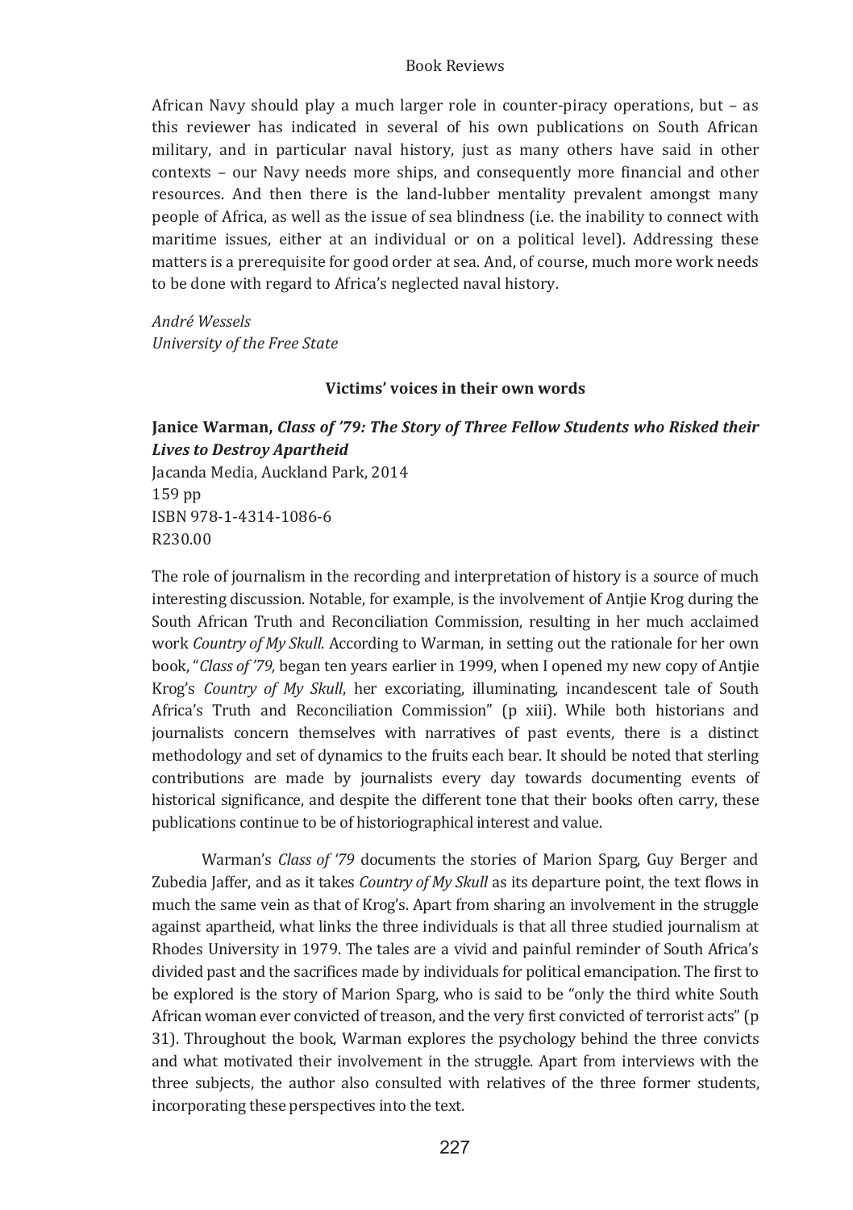African Navy should play a much larger role in counter-piracy operations, but – as this reviewer has indicated in several of his own publications on South African military, and in particular naval history, just as many others have said in other contexts – our Navy needs more ships, and consequently more financial and other resources. And then there is the land-lubber mentality prevalent amongst many people of Africa, as well as the issue of sea blindness (i.e. the inability to connect with maritime issues, either at an individual or on a political level). Addressing these matters is a prerequisite for good order at sea. And, of course, much more work needs to be done with regard to Africa's neglected naval history.

*André Wessels*
*University of the Free State*

### Victims' voices in their own words

**Janice Warman, *Class of '79: The Story of Three Fellow Students who Risked their Lives to Destroy Apartheid***
Jacanda Media, Auckland Park, 2014
159 pp
ISBN 978-1-4314-1086-6
R230.00

The role of journalism in the recording and interpretation of history is a source of much interesting discussion. Notable, for example, is the involvement of Antjie Krog during the South African Truth and Reconciliation Commission, resulting in her much acclaimed work *Country of My Skull*. According to Warman, in setting out the rationale for her own book, "*Class of '79,* began ten years earlier in 1999, when I opened my new copy of Antjie Krog's *Country of My Skull*, her excoriating, illuminating, incandescent tale of South Africa's Truth and Reconciliation Commission" (p xiii). While both historians and journalists concern themselves with narratives of past events, there is a distinct methodology and set of dynamics to the fruits each bear. It should be noted that sterling contributions are made by journalists every day towards documenting events of historical significance, and despite the different tone that their books often carry, these publications continue to be of historiographical interest and value.

Warman's *Class of '79* documents the stories of Marion Sparg, Guy Berger and Zubedia Jaffer, and as it takes *Country of My Skull* as its departure point, the text flows in much the same vein as that of Krog's. Apart from sharing an involvement in the struggle against apartheid, what links the three individuals is that all three studied journalism at Rhodes University in 1979. The tales are a vivid and painful reminder of South Africa's divided past and the sacrifices made by individuals for political emancipation. The first to be explored is the story of Marion Sparg, who is said to be "only the third white South African woman ever convicted of treason, and the very first convicted of terrorist acts" (p 31). Throughout the book, Warman explores the psychology behind the three convicts and what motivated their involvement in the struggle. Apart from interviews with the three subjects, the author also consulted with relatives of the three former students, incorporating these perspectives into the text.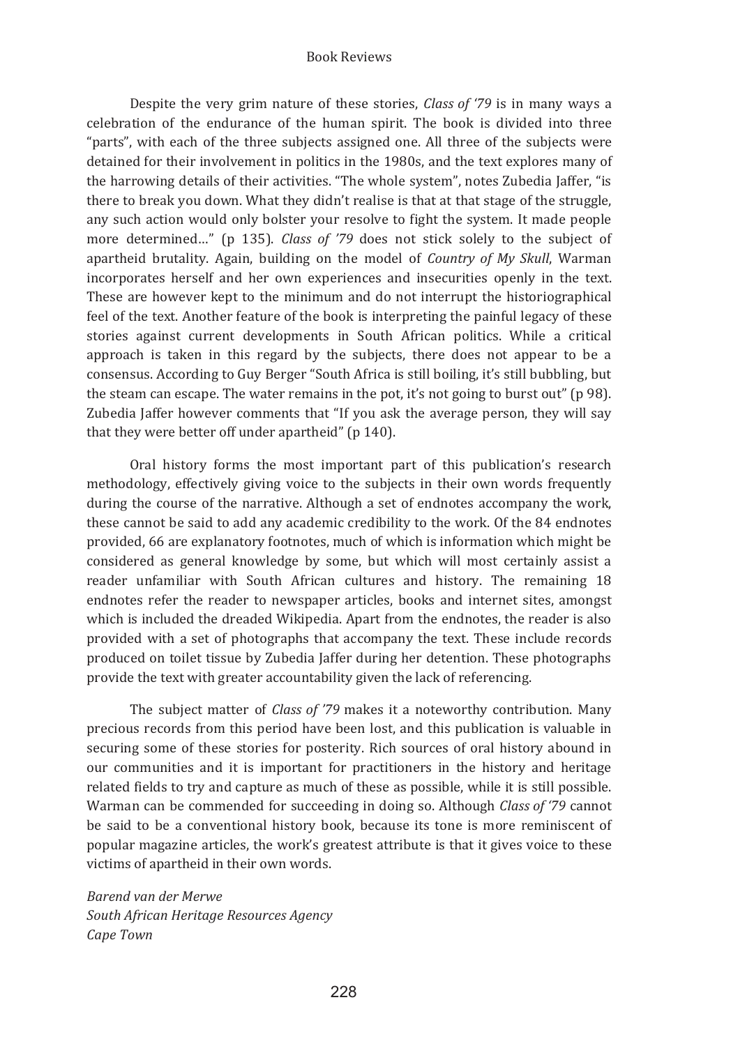Despite the very grim nature of these stories, *Class of '79* is in many ways a celebration of the endurance of the human spirit. The book is divided into three "parts", with each of the three subjects assigned one. All three of the subjects were detained for their involvement in politics in the 1980s, and the text explores many of the harrowing details of their activities. "The whole system", notes Zubedia Jaffer, "is there to break you down. What they didn't realise is that at that stage of the struggle, any such action would only bolster your resolve to fight the system. It made people more determined…" (p 135). *Class of '79* does not stick solely to the subject of apartheid brutality. Again, building on the model of *Country of My Skull*, Warman incorporates herself and her own experiences and insecurities openly in the text. These are however kept to the minimum and do not interrupt the historiographical feel of the text. Another feature of the book is interpreting the painful legacy of these stories against current developments in South African politics. While a critical approach is taken in this regard by the subjects, there does not appear to be a consensus. According to Guy Berger "South Africa is still boiling, it's still bubbling, but the steam can escape. The water remains in the pot, it's not going to burst out" (p 98). Zubedia Jaffer however comments that "If you ask the average person, they will say that they were better off under apartheid" (p 140).

Oral history forms the most important part of this publication's research methodology, effectively giving voice to the subjects in their own words frequently during the course of the narrative. Although a set of endnotes accompany the work, these cannot be said to add any academic credibility to the work. Of the 84 endnotes provided, 66 are explanatory footnotes, much of which is information which might be considered as general knowledge by some, but which will most certainly assist a reader unfamiliar with South African cultures and history. The remaining 18 endnotes refer the reader to newspaper articles, books and internet sites, amongst which is included the dreaded Wikipedia. Apart from the endnotes, the reader is also provided with a set of photographs that accompany the text. These include records produced on toilet tissue by Zubedia Jaffer during her detention. These photographs provide the text with greater accountability given the lack of referencing.

The subject matter of *Class of '79* makes it a noteworthy contribution. Many precious records from this period have been lost, and this publication is valuable in securing some of these stories for posterity. Rich sources of oral history abound in our communities and it is important for practitioners in the history and heritage related fields to try and capture as much of these as possible, while it is still possible. Warman can be commended for succeeding in doing so. Although *Class of '79* cannot be said to be a conventional history book, because its tone is more reminiscent of popular magazine articles, the work's greatest attribute is that it gives voice to these victims of apartheid in their own words.

*Barend van der Merwe*
*South African Heritage Resources Agency*
*Cape Town*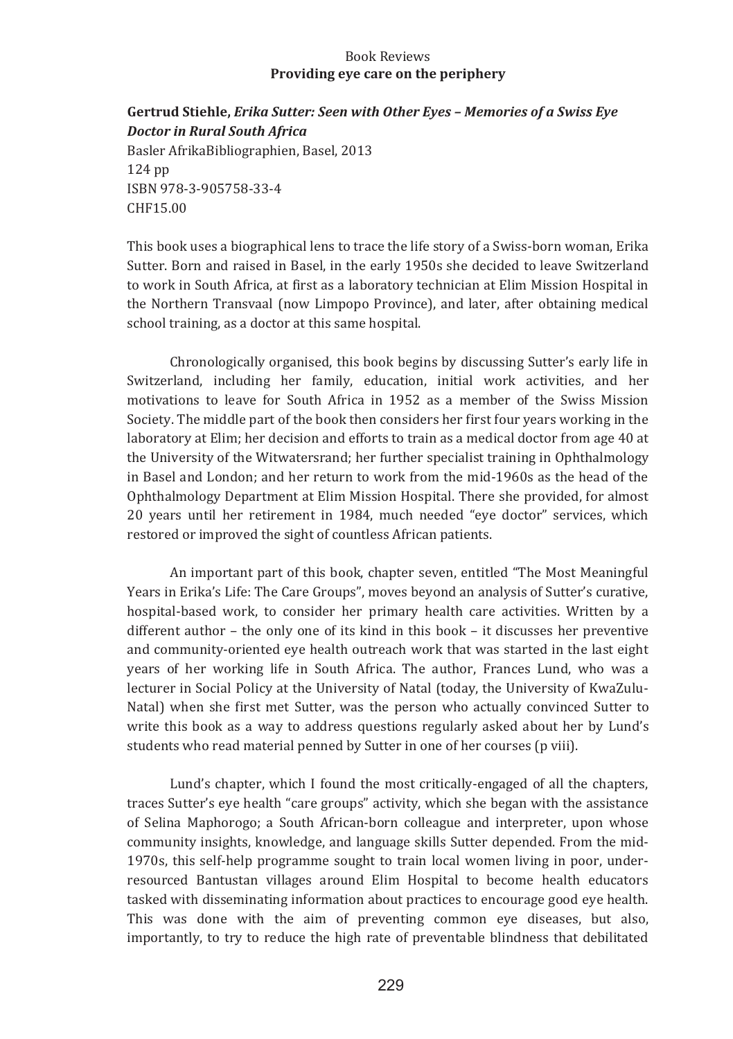Book Reviews

## Providing eye care on the periphery

**Gertrud Stiehle, *Erika Sutter: Seen with Other Eyes – Memories of a Swiss Eye Doctor in Rural South Africa***
Basler AfrikaBibliographien, Basel, 2013
124 pp
ISBN 978-3-905758-33-4
CHF15.00

This book uses a biographical lens to trace the life story of a Swiss-born woman, Erika Sutter. Born and raised in Basel, in the early 1950s she decided to leave Switzerland to work in South Africa, at first as a laboratory technician at Elim Mission Hospital in the Northern Transvaal (now Limpopo Province), and later, after obtaining medical school training, as a doctor at this same hospital.

Chronologically organised, this book begins by discussing Sutter's early life in Switzerland, including her family, education, initial work activities, and her motivations to leave for South Africa in 1952 as a member of the Swiss Mission Society. The middle part of the book then considers her first four years working in the laboratory at Elim; her decision and efforts to train as a medical doctor from age 40 at the University of the Witwatersrand; her further specialist training in Ophthalmology in Basel and London; and her return to work from the mid-1960s as the head of the Ophthalmology Department at Elim Mission Hospital. There she provided, for almost 20 years until her retirement in 1984, much needed "eye doctor" services, which restored or improved the sight of countless African patients.

An important part of this book, chapter seven, entitled "The Most Meaningful Years in Erika's Life: The Care Groups", moves beyond an analysis of Sutter's curative, hospital-based work, to consider her primary health care activities. Written by a different author – the only one of its kind in this book – it discusses her preventive and community-oriented eye health outreach work that was started in the last eight years of her working life in South Africa. The author, Frances Lund, who was a lecturer in Social Policy at the University of Natal (today, the University of KwaZulu-Natal) when she first met Sutter, was the person who actually convinced Sutter to write this book as a way to address questions regularly asked about her by Lund's students who read material penned by Sutter in one of her courses (p viii).

Lund's chapter, which I found the most critically-engaged of all the chapters, traces Sutter's eye health "care groups" activity, which she began with the assistance of Selina Maphorogo; a South African-born colleague and interpreter, upon whose community insights, knowledge, and language skills Sutter depended. From the mid-1970s, this self-help programme sought to train local women living in poor, under-resourced Bantustan villages around Elim Hospital to become health educators tasked with disseminating information about practices to encourage good eye health. This was done with the aim of preventing common eye diseases, but also, importantly, to try to reduce the high rate of preventable blindness that debilitated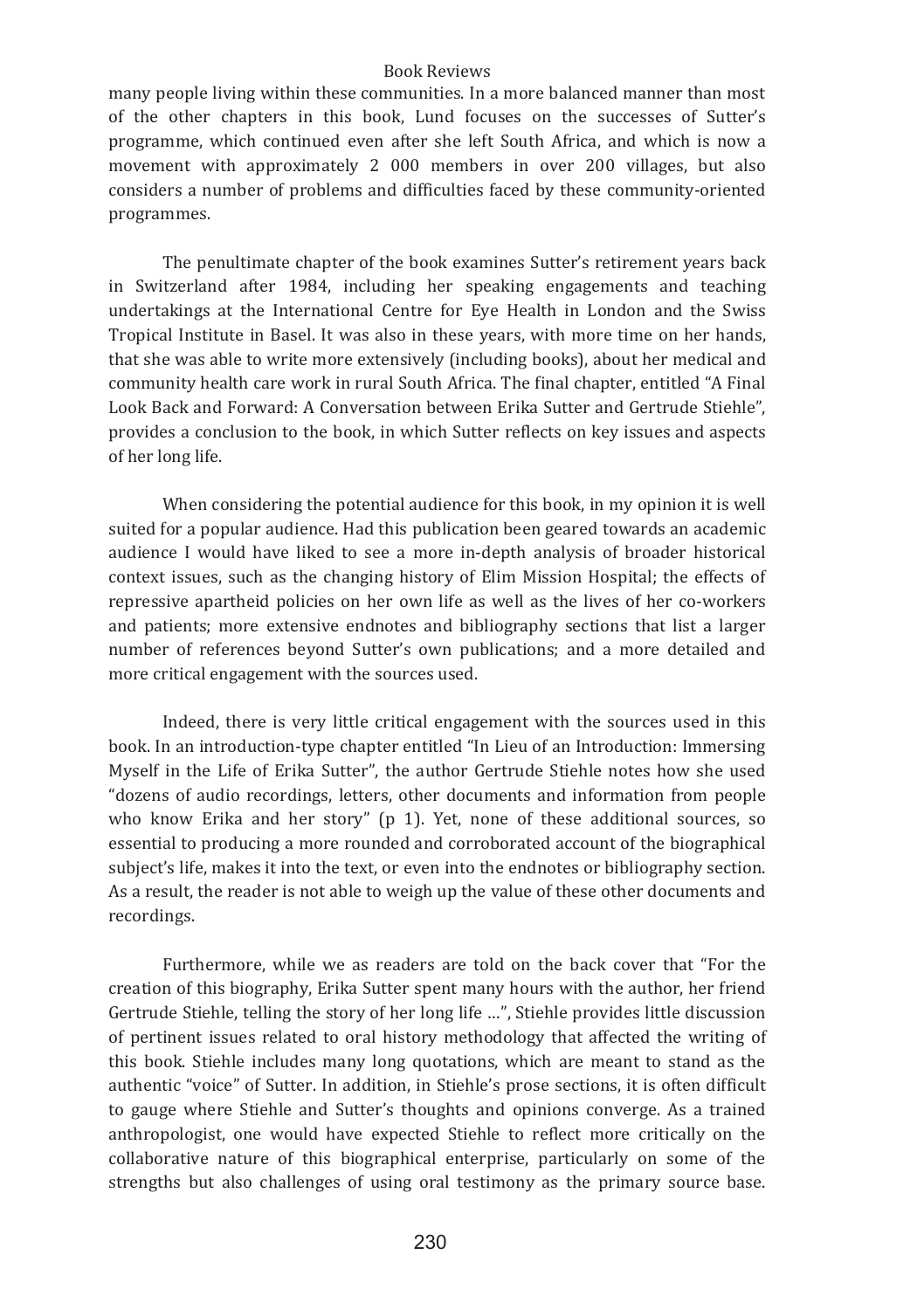many people living within these communities. In a more balanced manner than most of the other chapters in this book, Lund focuses on the successes of Sutter's programme, which continued even after she left South Africa, and which is now a movement with approximately 2 000 members in over 200 villages, but also considers a number of problems and difficulties faced by these community-oriented programmes.

The penultimate chapter of the book examines Sutter's retirement years back in Switzerland after 1984, including her speaking engagements and teaching undertakings at the International Centre for Eye Health in London and the Swiss Tropical Institute in Basel. It was also in these years, with more time on her hands, that she was able to write more extensively (including books), about her medical and community health care work in rural South Africa. The final chapter, entitled "A Final Look Back and Forward: A Conversation between Erika Sutter and Gertrude Stiehle", provides a conclusion to the book, in which Sutter reflects on key issues and aspects of her long life.

When considering the potential audience for this book, in my opinion it is well suited for a popular audience. Had this publication been geared towards an academic audience I would have liked to see a more in-depth analysis of broader historical context issues, such as the changing history of Elim Mission Hospital; the effects of repressive apartheid policies on her own life as well as the lives of her co-workers and patients; more extensive endnotes and bibliography sections that list a larger number of references beyond Sutter's own publications; and a more detailed and more critical engagement with the sources used.

Indeed, there is very little critical engagement with the sources used in this book. In an introduction-type chapter entitled "In Lieu of an Introduction: Immersing Myself in the Life of Erika Sutter", the author Gertrude Stiehle notes how she used "dozens of audio recordings, letters, other documents and information from people who know Erika and her story" (p 1). Yet, none of these additional sources, so essential to producing a more rounded and corroborated account of the biographical subject's life, makes it into the text, or even into the endnotes or bibliography section. As a result, the reader is not able to weigh up the value of these other documents and recordings.

Furthermore, while we as readers are told on the back cover that "For the creation of this biography, Erika Sutter spent many hours with the author, her friend Gertrude Stiehle, telling the story of her long life …", Stiehle provides little discussion of pertinent issues related to oral history methodology that affected the writing of this book. Stiehle includes many long quotations, which are meant to stand as the authentic "voice" of Sutter. In addition, in Stiehle's prose sections, it is often difficult to gauge where Stiehle and Sutter's thoughts and opinions converge. As a trained anthropologist, one would have expected Stiehle to reflect more critically on the collaborative nature of this biographical enterprise, particularly on some of the strengths but also challenges of using oral testimony as the primary source base.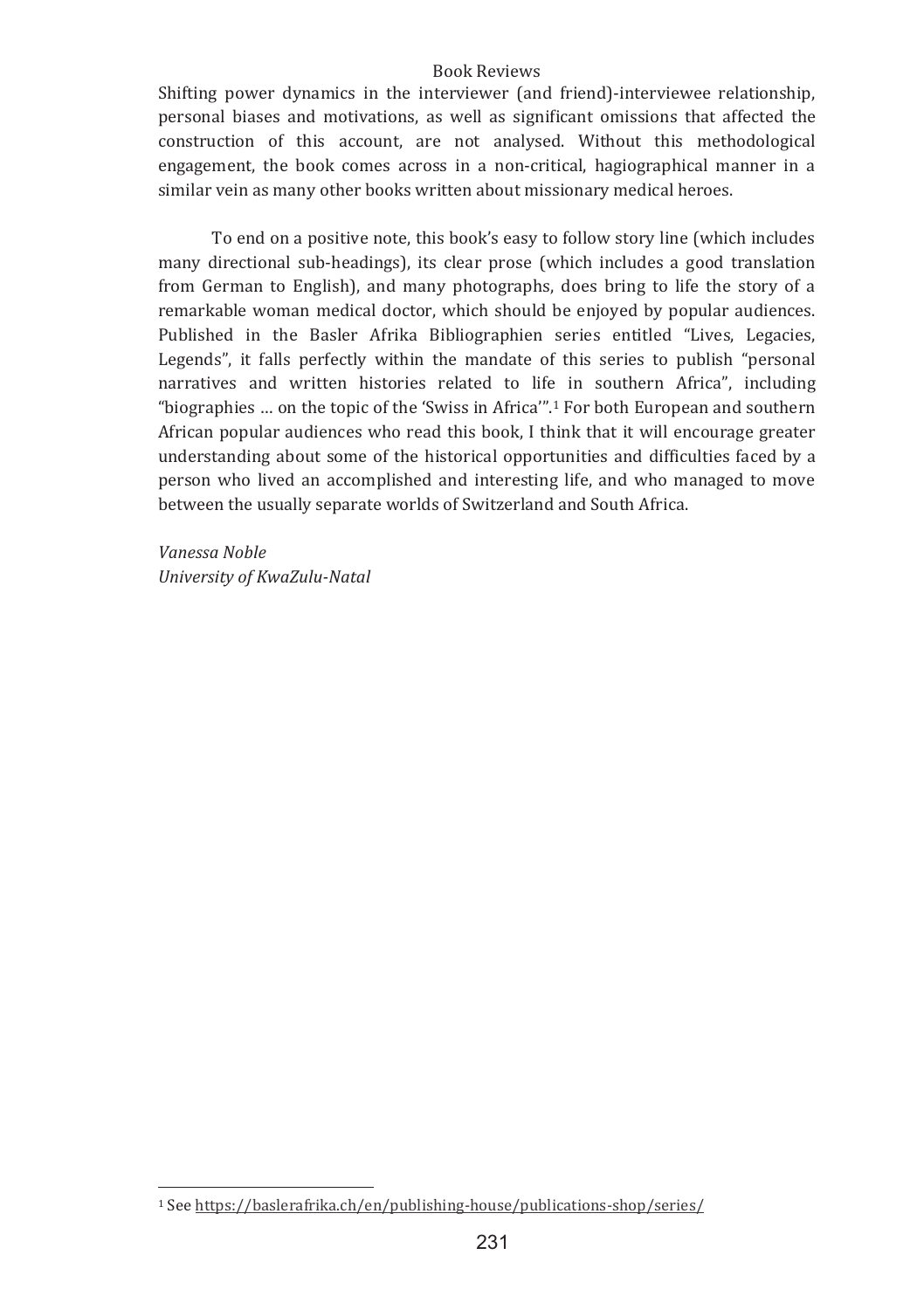Shifting power dynamics in the interviewer (and friend)-interviewee relationship, personal biases and motivations, as well as significant omissions that affected the construction of this account, are not analysed. Without this methodological engagement, the book comes across in a non-critical, hagiographical manner in a similar vein as many other books written about missionary medical heroes.

To end on a positive note, this book's easy to follow story line (which includes many directional sub-headings), its clear prose (which includes a good translation from German to English), and many photographs, does bring to life the story of a remarkable woman medical doctor, which should be enjoyed by popular audiences. Published in the Basler Afrika Bibliographien series entitled "Lives, Legacies, Legends", it falls perfectly within the mandate of this series to publish "personal narratives and written histories related to life in southern Africa", including "biographies … on the topic of the 'Swiss in Africa'".[1] For both European and southern African popular audiences who read this book, I think that it will encourage greater understanding about some of the historical opportunities and difficulties faced by a person who lived an accomplished and interesting life, and who managed to move between the usually separate worlds of Switzerland and South Africa.

*Vanessa Noble*
*University of KwaZulu-Natal*

---

[1] See https://baslerafrika.ch/en/publishing-house/publications-shop/series/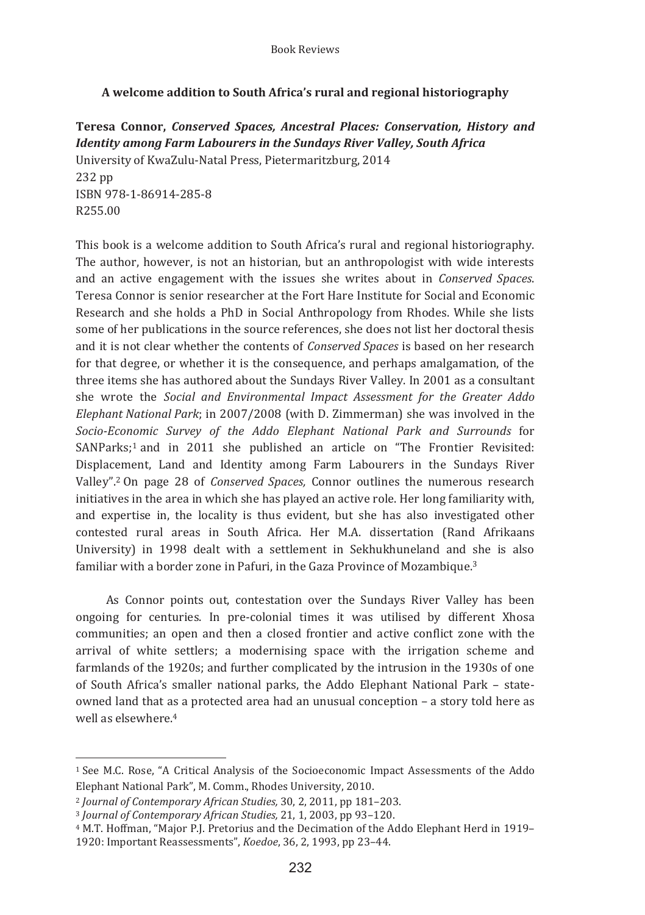## A welcome addition to South Africa's rural and regional historiography

**Teresa Connor,** ***Conserved Spaces, Ancestral Places: Conservation, History and Identity among Farm Labourers in the Sundays River Valley, South Africa***
University of KwaZulu-Natal Press, Pietermaritzburg, 2014
232 pp
ISBN 978-1-86914-285-8
R255.00

This book is a welcome addition to South Africa's rural and regional historiography. The author, however, is not an historian, but an anthropologist with wide interests and an active engagement with the issues she writes about in *Conserved Spaces*. Teresa Connor is senior researcher at the Fort Hare Institute for Social and Economic Research and she holds a PhD in Social Anthropology from Rhodes. While she lists some of her publications in the source references, she does not list her doctoral thesis and it is not clear whether the contents of *Conserved Spaces* is based on her research for that degree, or whether it is the consequence, and perhaps amalgamation, of the three items she has authored about the Sundays River Valley. In 2001 as a consultant she wrote the *Social and Environmental Impact Assessment for the Greater Addo Elephant National Park*; in 2007/2008 (with D. Zimmerman) she was involved in the *Socio-Economic Survey of the Addo Elephant National Park and Surrounds* for SANParks;[1] and in 2011 she published an article on "The Frontier Revisited: Displacement, Land and Identity among Farm Labourers in the Sundays River Valley".[2] On page 28 of *Conserved Spaces,* Connor outlines the numerous research initiatives in the area in which she has played an active role. Her long familiarity with, and expertise in, the locality is thus evident, but she has also investigated other contested rural areas in South Africa. Her M.A. dissertation (Rand Afrikaans University) in 1998 dealt with a settlement in Sekhukhuneland and she is also familiar with a border zone in Pafuri, in the Gaza Province of Mozambique.[3]

As Connor points out, contestation over the Sundays River Valley has been ongoing for centuries. In pre-colonial times it was utilised by different Xhosa communities; an open and then a closed frontier and active conflict zone with the arrival of white settlers; a modernising space with the irrigation scheme and farmlands of the 1920s; and further complicated by the intrusion in the 1930s of one of South Africa's smaller national parks, the Addo Elephant National Park – state-owned land that as a protected area had an unusual conception – a story told here as well as elsewhere.[4]

---

[1] See M.C. Rose, "A Critical Analysis of the Socioeconomic Impact Assessments of the Addo Elephant National Park", M. Comm., Rhodes University, 2010.

[2] *Journal of Contemporary African Studies,* 30, 2, 2011, pp 181–203.

[3] *Journal of Contemporary African Studies,* 21, 1, 2003, pp 93–120.

[4] M.T. Hoffman, "Major P.J. Pretorius and the Decimation of the Addo Elephant Herd in 1919–1920: Important Reassessments", *Koedoe*, 36, 2, 1993, pp 23–44.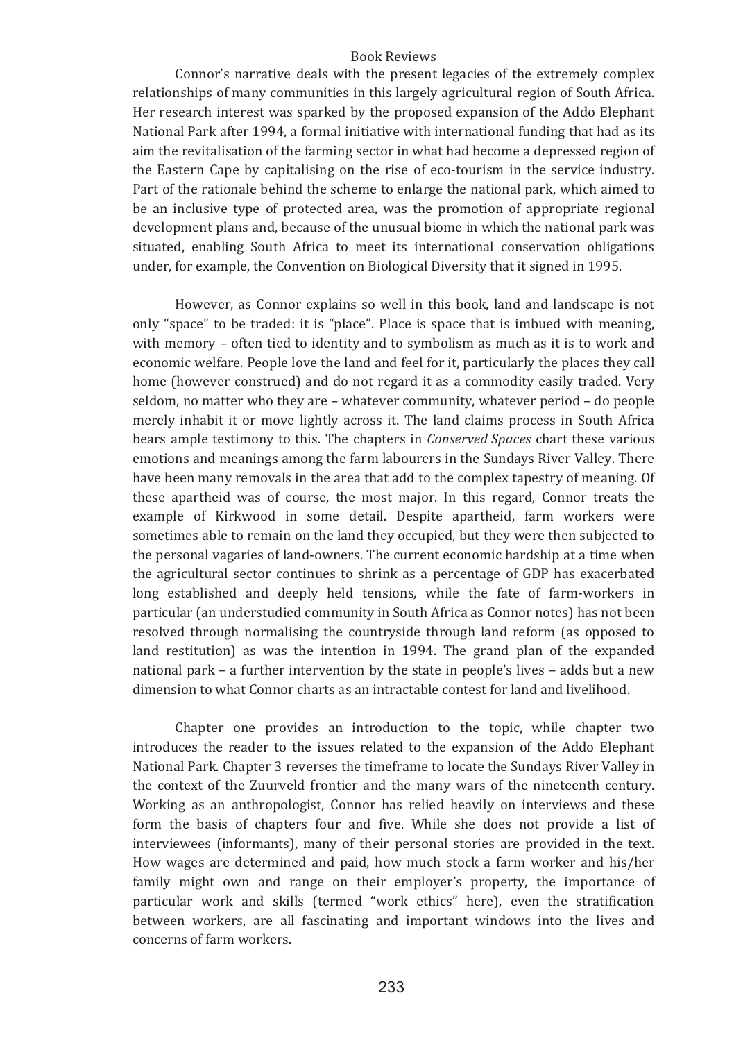Connor's narrative deals with the present legacies of the extremely complex relationships of many communities in this largely agricultural region of South Africa. Her research interest was sparked by the proposed expansion of the Addo Elephant National Park after 1994, a formal initiative with international funding that had as its aim the revitalisation of the farming sector in what had become a depressed region of the Eastern Cape by capitalising on the rise of eco-tourism in the service industry. Part of the rationale behind the scheme to enlarge the national park, which aimed to be an inclusive type of protected area, was the promotion of appropriate regional development plans and, because of the unusual biome in which the national park was situated, enabling South Africa to meet its international conservation obligations under, for example, the Convention on Biological Diversity that it signed in 1995.

However, as Connor explains so well in this book, land and landscape is not only "space" to be traded: it is "place". Place is space that is imbued with meaning, with memory – often tied to identity and to symbolism as much as it is to work and economic welfare. People love the land and feel for it, particularly the places they call home (however construed) and do not regard it as a commodity easily traded. Very seldom, no matter who they are – whatever community, whatever period – do people merely inhabit it or move lightly across it. The land claims process in South Africa bears ample testimony to this. The chapters in *Conserved Spaces* chart these various emotions and meanings among the farm labourers in the Sundays River Valley. There have been many removals in the area that add to the complex tapestry of meaning. Of these apartheid was of course, the most major. In this regard, Connor treats the example of Kirkwood in some detail. Despite apartheid, farm workers were sometimes able to remain on the land they occupied, but they were then subjected to the personal vagaries of land-owners. The current economic hardship at a time when the agricultural sector continues to shrink as a percentage of GDP has exacerbated long established and deeply held tensions, while the fate of farm-workers in particular (an understudied community in South Africa as Connor notes) has not been resolved through normalising the countryside through land reform (as opposed to land restitution) as was the intention in 1994. The grand plan of the expanded national park – a further intervention by the state in people's lives – adds but a new dimension to what Connor charts as an intractable contest for land and livelihood.

Chapter one provides an introduction to the topic, while chapter two introduces the reader to the issues related to the expansion of the Addo Elephant National Park. Chapter 3 reverses the timeframe to locate the Sundays River Valley in the context of the Zuurveld frontier and the many wars of the nineteenth century. Working as an anthropologist, Connor has relied heavily on interviews and these form the basis of chapters four and five. While she does not provide a list of interviewees (informants), many of their personal stories are provided in the text. How wages are determined and paid, how much stock a farm worker and his/her family might own and range on their employer's property, the importance of particular work and skills (termed "work ethics" here), even the stratification between workers, are all fascinating and important windows into the lives and concerns of farm workers.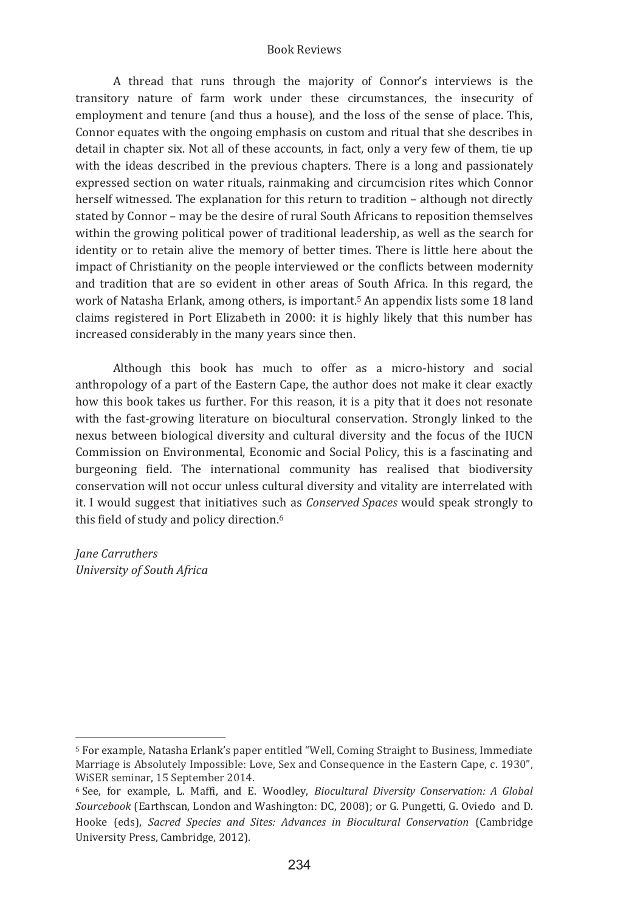A thread that runs through the majority of Connor's interviews is the transitory nature of farm work under these circumstances, the insecurity of employment and tenure (and thus a house), and the loss of the sense of place. This, Connor equates with the ongoing emphasis on custom and ritual that she describes in detail in chapter six. Not all of these accounts, in fact, only a very few of them, tie up with the ideas described in the previous chapters. There is a long and passionately expressed section on water rituals, rainmaking and circumcision rites which Connor herself witnessed. The explanation for this return to tradition – although not directly stated by Connor – may be the desire of rural South Africans to reposition themselves within the growing political power of traditional leadership, as well as the search for identity or to retain alive the memory of better times. There is little here about the impact of Christianity on the people interviewed or the conflicts between modernity and tradition that are so evident in other areas of South Africa. In this regard, the work of Natasha Erlank, among others, is important.[5] An appendix lists some 18 land claims registered in Port Elizabeth in 2000: it is highly likely that this number has increased considerably in the many years since then.

Although this book has much to offer as a micro-history and social anthropology of a part of the Eastern Cape, the author does not make it clear exactly how this book takes us further. For this reason, it is a pity that it does not resonate with the fast-growing literature on biocultural conservation. Strongly linked to the nexus between biological diversity and cultural diversity and the focus of the IUCN Commission on Environmental, Economic and Social Policy, this is a fascinating and burgeoning field. The international community has realised that biodiversity conservation will not occur unless cultural diversity and vitality are interrelated with it. I would suggest that initiatives such as *Conserved Spaces* would speak strongly to this field of study and policy direction.[6]

*Jane Carruthers*
*University of South Africa*

---

[5] For example, Natasha Erlank's paper entitled "Well, Coming Straight to Business, Immediate Marriage is Absolutely Impossible: Love, Sex and Consequence in the Eastern Cape, c. 1930", WiSER seminar, 15 September 2014.

[6] See, for example, L. Maffi, and E. Woodley, *Biocultural Diversity Conservation: A Global Sourcebook* (Earthscan, London and Washington: DC, 2008); or G. Pungetti, G. Oviedo and D. Hooke (eds), *Sacred Species and Sites: Advances in Biocultural Conservation* (Cambridge University Press, Cambridge, 2012).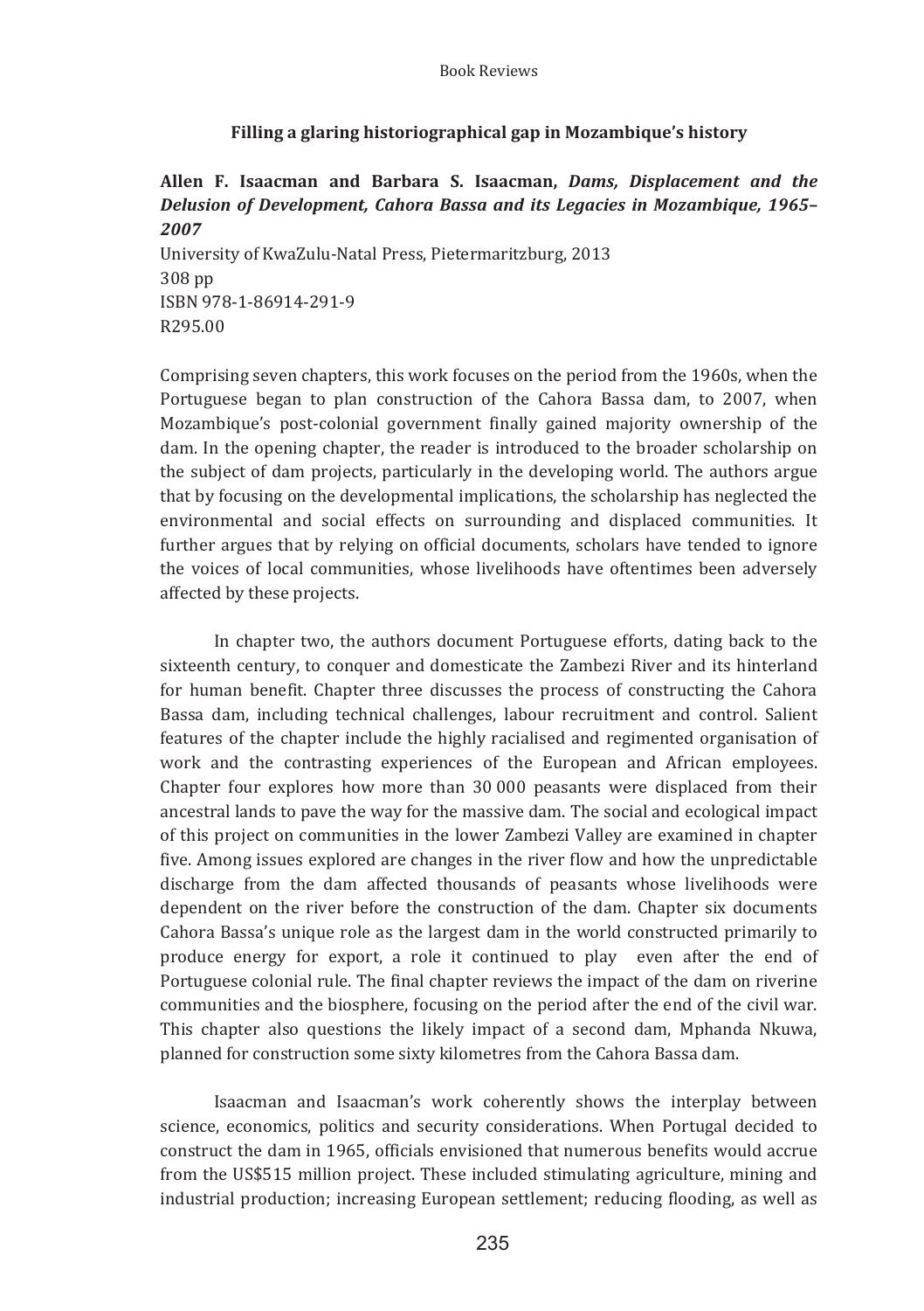## Filling a glaring historiographical gap in Mozambique's history

**Allen F. Isaacman and Barbara S. Isaacman, *Dams, Displacement and the Delusion of Development, Cahora Bassa and its Legacies in Mozambique, 1965–2007***

University of KwaZulu-Natal Press, Pietermaritzburg, 2013
308 pp
ISBN 978-1-86914-291-9
R295.00

Comprising seven chapters, this work focuses on the period from the 1960s, when the Portuguese began to plan construction of the Cahora Bassa dam, to 2007, when Mozambique's post-colonial government finally gained majority ownership of the dam. In the opening chapter, the reader is introduced to the broader scholarship on the subject of dam projects, particularly in the developing world. The authors argue that by focusing on the developmental implications, the scholarship has neglected the environmental and social effects on surrounding and displaced communities. It further argues that by relying on official documents, scholars have tended to ignore the voices of local communities, whose livelihoods have oftentimes been adversely affected by these projects.

In chapter two, the authors document Portuguese efforts, dating back to the sixteenth century, to conquer and domesticate the Zambezi River and its hinterland for human benefit. Chapter three discusses the process of constructing the Cahora Bassa dam, including technical challenges, labour recruitment and control. Salient features of the chapter include the highly racialised and regimented organisation of work and the contrasting experiences of the European and African employees. Chapter four explores how more than 30 000 peasants were displaced from their ancestral lands to pave the way for the massive dam. The social and ecological impact of this project on communities in the lower Zambezi Valley are examined in chapter five. Among issues explored are changes in the river flow and how the unpredictable discharge from the dam affected thousands of peasants whose livelihoods were dependent on the river before the construction of the dam. Chapter six documents Cahora Bassa's unique role as the largest dam in the world constructed primarily to produce energy for export, a role it continued to play even after the end of Portuguese colonial rule. The final chapter reviews the impact of the dam on riverine communities and the biosphere, focusing on the period after the end of the civil war. This chapter also questions the likely impact of a second dam, Mphanda Nkuwa, planned for construction some sixty kilometres from the Cahora Bassa dam.

Isaacman and Isaacman's work coherently shows the interplay between science, economics, politics and security considerations. When Portugal decided to construct the dam in 1965, officials envisioned that numerous benefits would accrue from the US$515 million project. These included stimulating agriculture, mining and industrial production; increasing European settlement; reducing flooding, as well as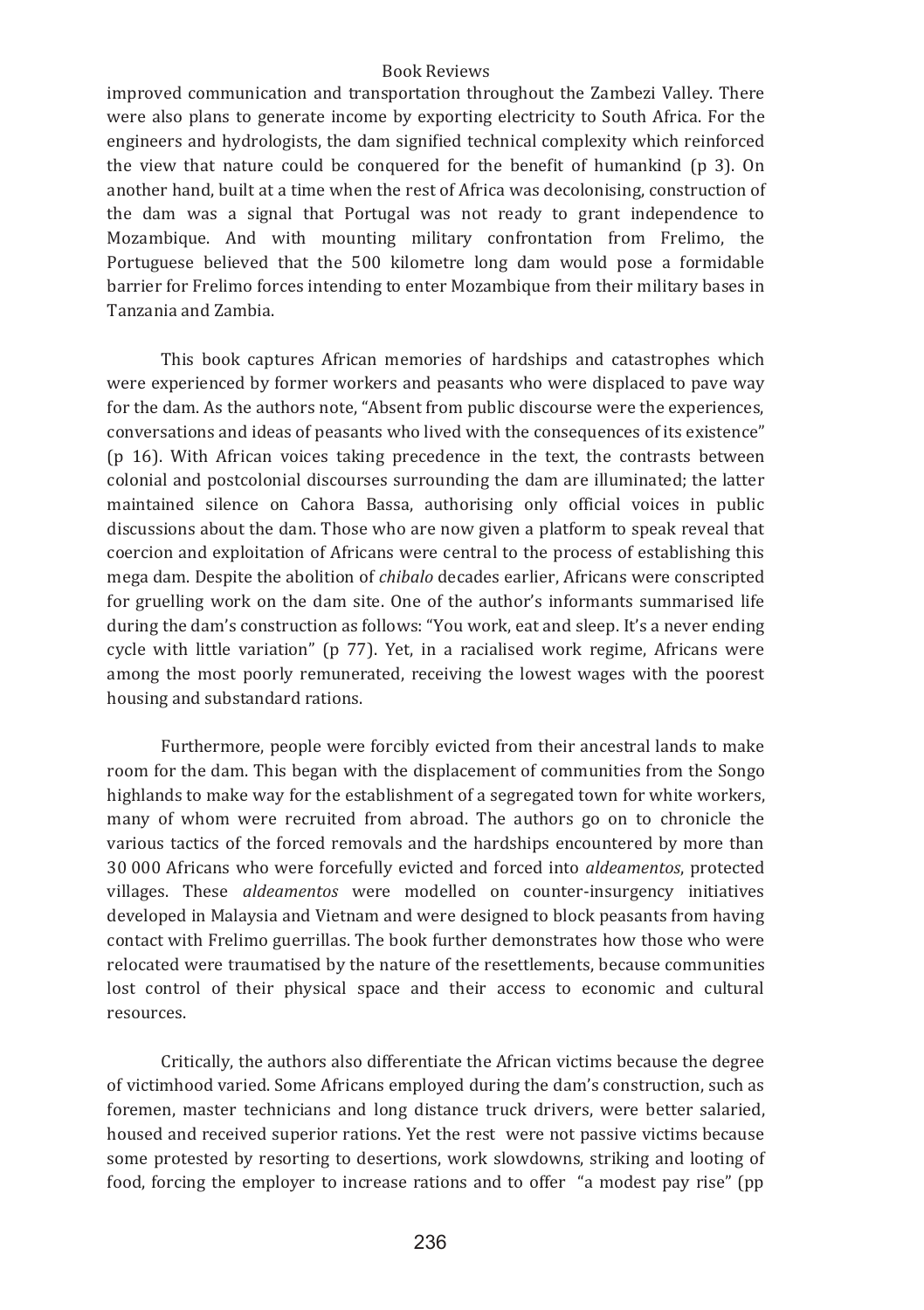improved communication and transportation throughout the Zambezi Valley. There were also plans to generate income by exporting electricity to South Africa. For the engineers and hydrologists, the dam signified technical complexity which reinforced the view that nature could be conquered for the benefit of humankind (p 3). On another hand, built at a time when the rest of Africa was decolonising, construction of the dam was a signal that Portugal was not ready to grant independence to Mozambique. And with mounting military confrontation from Frelimo, the Portuguese believed that the 500 kilometre long dam would pose a formidable barrier for Frelimo forces intending to enter Mozambique from their military bases in Tanzania and Zambia.

This book captures African memories of hardships and catastrophes which were experienced by former workers and peasants who were displaced to pave way for the dam. As the authors note, "Absent from public discourse were the experiences, conversations and ideas of peasants who lived with the consequences of its existence" (p 16). With African voices taking precedence in the text, the contrasts between colonial and postcolonial discourses surrounding the dam are illuminated; the latter maintained silence on Cahora Bassa, authorising only official voices in public discussions about the dam. Those who are now given a platform to speak reveal that coercion and exploitation of Africans were central to the process of establishing this mega dam. Despite the abolition of *chibalo* decades earlier, Africans were conscripted for gruelling work on the dam site. One of the author's informants summarised life during the dam's construction as follows: "You work, eat and sleep. It's a never ending cycle with little variation" (p 77). Yet, in a racialised work regime, Africans were among the most poorly remunerated, receiving the lowest wages with the poorest housing and substandard rations.

Furthermore, people were forcibly evicted from their ancestral lands to make room for the dam. This began with the displacement of communities from the Songo highlands to make way for the establishment of a segregated town for white workers, many of whom were recruited from abroad. The authors go on to chronicle the various tactics of the forced removals and the hardships encountered by more than 30 000 Africans who were forcefully evicted and forced into *aldeamentos*, protected villages. These *aldeamentos* were modelled on counter-insurgency initiatives developed in Malaysia and Vietnam and were designed to block peasants from having contact with Frelimo guerrillas. The book further demonstrates how those who were relocated were traumatised by the nature of the resettlements, because communities lost control of their physical space and their access to economic and cultural resources.

Critically, the authors also differentiate the African victims because the degree of victimhood varied. Some Africans employed during the dam's construction, such as foremen, master technicians and long distance truck drivers, were better salaried, housed and received superior rations. Yet the rest were not passive victims because some protested by resorting to desertions, work slowdowns, striking and looting of food, forcing the employer to increase rations and to offer "a modest pay rise" (pp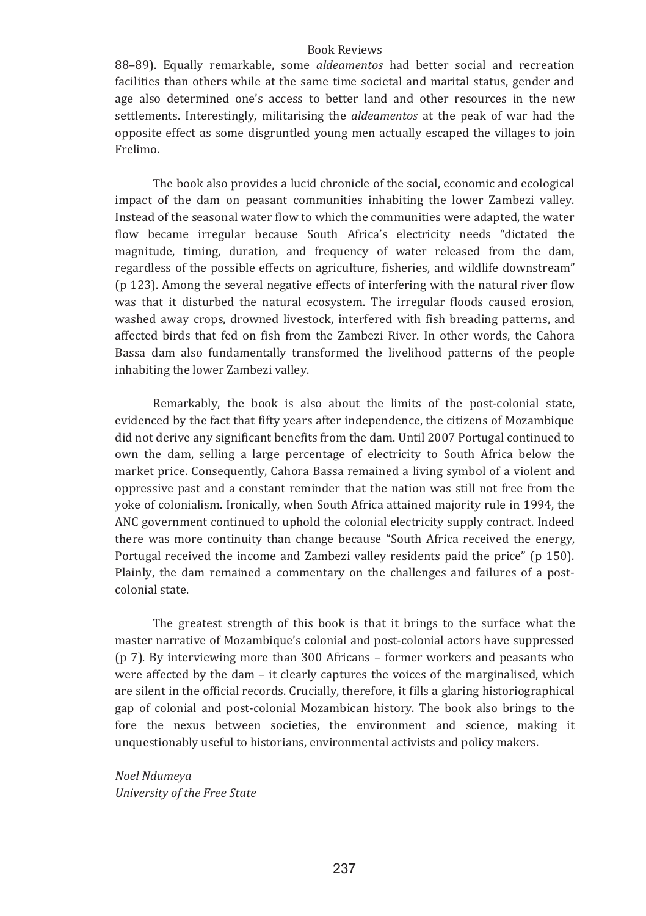88–89). Equally remarkable, some *aldeamentos* had better social and recreation facilities than others while at the same time societal and marital status, gender and age also determined one's access to better land and other resources in the new settlements. Interestingly, militarising the *aldeamentos* at the peak of war had the opposite effect as some disgruntled young men actually escaped the villages to join Frelimo.

The book also provides a lucid chronicle of the social, economic and ecological impact of the dam on peasant communities inhabiting the lower Zambezi valley. Instead of the seasonal water flow to which the communities were adapted, the water flow became irregular because South Africa's electricity needs "dictated the magnitude, timing, duration, and frequency of water released from the dam, regardless of the possible effects on agriculture, fisheries, and wildlife downstream" (p 123). Among the several negative effects of interfering with the natural river flow was that it disturbed the natural ecosystem. The irregular floods caused erosion, washed away crops, drowned livestock, interfered with fish breading patterns, and affected birds that fed on fish from the Zambezi River. In other words, the Cahora Bassa dam also fundamentally transformed the livelihood patterns of the people inhabiting the lower Zambezi valley.

Remarkably, the book is also about the limits of the post-colonial state, evidenced by the fact that fifty years after independence, the citizens of Mozambique did not derive any significant benefits from the dam. Until 2007 Portugal continued to own the dam, selling a large percentage of electricity to South Africa below the market price. Consequently, Cahora Bassa remained a living symbol of a violent and oppressive past and a constant reminder that the nation was still not free from the yoke of colonialism. Ironically, when South Africa attained majority rule in 1994, the ANC government continued to uphold the colonial electricity supply contract. Indeed there was more continuity than change because "South Africa received the energy, Portugal received the income and Zambezi valley residents paid the price" (p 150). Plainly, the dam remained a commentary on the challenges and failures of a post-colonial state.

The greatest strength of this book is that it brings to the surface what the master narrative of Mozambique's colonial and post-colonial actors have suppressed (p 7). By interviewing more than 300 Africans – former workers and peasants who were affected by the dam – it clearly captures the voices of the marginalised, which are silent in the official records. Crucially, therefore, it fills a glaring historiographical gap of colonial and post-colonial Mozambican history. The book also brings to the fore the nexus between societies, the environment and science, making it unquestionably useful to historians, environmental activists and policy makers.

*Noel Ndumeya*
*University of the Free State*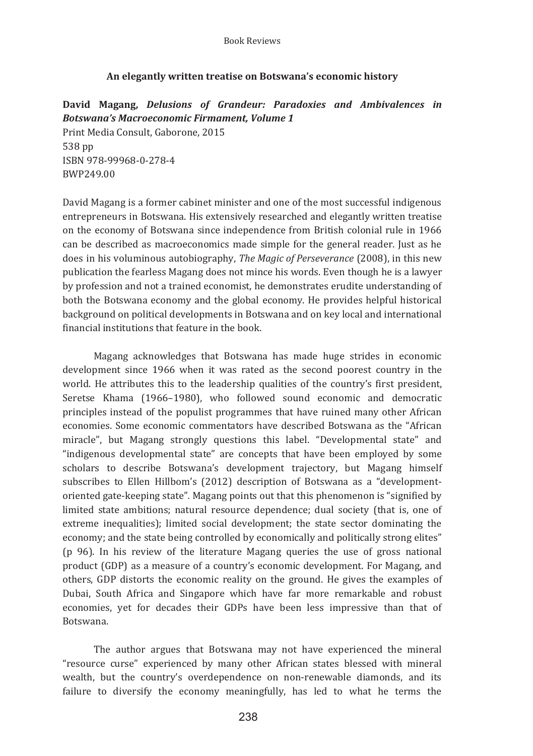## An elegantly written treatise on Botswana's economic history

**David Magang, *Delusions of Grandeur: Paradoxes and Ambivalences in Botswana's Macroeconomic Firmament, Volume 1***
Print Media Consult, Gaborone, 2015
538 pp
ISBN 978-99968-0-278-4
BWP249.00

David Magang is a former cabinet minister and one of the most successful indigenous entrepreneurs in Botswana. His extensively researched and elegantly written treatise on the economy of Botswana since independence from British colonial rule in 1966 can be described as macroeconomics made simple for the general reader. Just as he does in his voluminous autobiography, *The Magic of Perseverance* (2008), in this new publication the fearless Magang does not mince his words. Even though he is a lawyer by profession and not a trained economist, he demonstrates erudite understanding of both the Botswana economy and the global economy. He provides helpful historical background on political developments in Botswana and on key local and international financial institutions that feature in the book.

Magang acknowledges that Botswana has made huge strides in economic development since 1966 when it was rated as the second poorest country in the world. He attributes this to the leadership qualities of the country's first president, Seretse Khama (1966–1980), who followed sound economic and democratic principles instead of the populist programmes that have ruined many other African economies. Some economic commentators have described Botswana as the "African miracle", but Magang strongly questions this label. "Developmental state" and "indigenous developmental state" are concepts that have been employed by some scholars to describe Botswana's development trajectory, but Magang himself subscribes to Ellen Hillbom's (2012) description of Botswana as a "development-oriented gate-keeping state"*.* Magang points out that this phenomenon is "signified by limited state ambitions; natural resource dependence; dual society (that is, one of extreme inequalities); limited social development; the state sector dominating the economy; and the state being controlled by economically and politically strong elites" (p 96). In his review of the literature Magang queries the use of gross national product (GDP) as a measure of a country's economic development. For Magang, and others, GDP distorts the economic reality on the ground. He gives the examples of Dubai, South Africa and Singapore which have far more remarkable and robust economies, yet for decades their GDPs have been less impressive than that of Botswana.

The author argues that Botswana may not have experienced the mineral "resource curse" experienced by many other African states blessed with mineral wealth, but the country's overdependence on non-renewable diamonds, and its failure to diversify the economy meaningfully, has led to what he terms the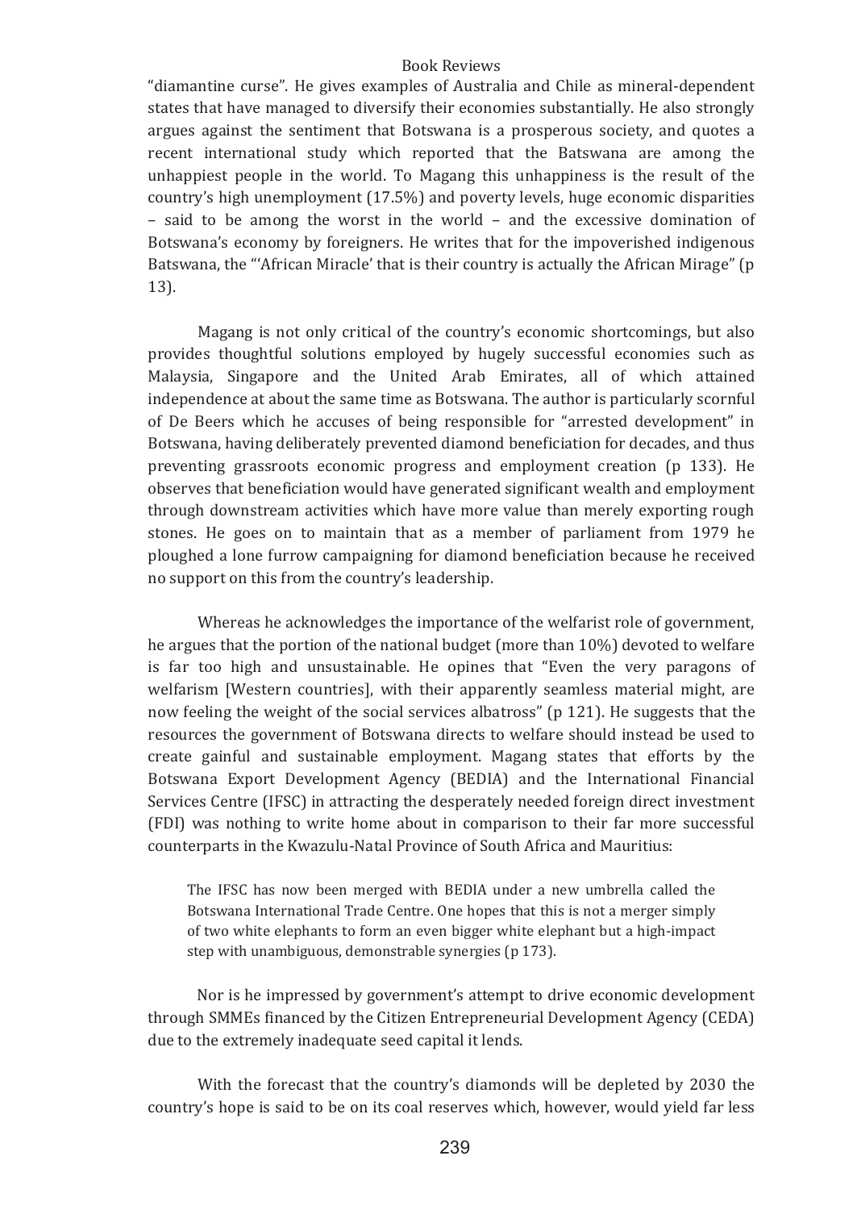"diamantine curse". He gives examples of Australia and Chile as mineral-dependent states that have managed to diversify their economies substantially. He also strongly argues against the sentiment that Botswana is a prosperous society, and quotes a recent international study which reported that the Batswana are among the unhappiest people in the world. To Magang this unhappiness is the result of the country's high unemployment (17.5%) and poverty levels, huge economic disparities – said to be among the worst in the world – and the excessive domination of Botswana's economy by foreigners. He writes that for the impoverished indigenous Batswana, the "'African Miracle' that is their country is actually the African Mirage" (p 13).

Magang is not only critical of the country's economic shortcomings, but also provides thoughtful solutions employed by hugely successful economies such as Malaysia, Singapore and the United Arab Emirates, all of which attained independence at about the same time as Botswana. The author is particularly scornful of De Beers which he accuses of being responsible for "arrested development" in Botswana, having deliberately prevented diamond beneficiation for decades, and thus preventing grassroots economic progress and employment creation (p 133). He observes that beneficiation would have generated significant wealth and employment through downstream activities which have more value than merely exporting rough stones. He goes on to maintain that as a member of parliament from 1979 he ploughed a lone furrow campaigning for diamond beneficiation because he received no support on this from the country's leadership.

Whereas he acknowledges the importance of the welfarist role of government, he argues that the portion of the national budget (more than 10%) devoted to welfare is far too high and unsustainable. He opines that "Even the very paragons of welfarism [Western countries], with their apparently seamless material might, are now feeling the weight of the social services albatross" (p 121). He suggests that the resources the government of Botswana directs to welfare should instead be used to create gainful and sustainable employment. Magang states that efforts by the Botswana Export Development Agency (BEDIA) and the International Financial Services Centre (IFSC) in attracting the desperately needed foreign direct investment (FDI) was nothing to write home about in comparison to their far more successful counterparts in the Kwazulu-Natal Province of South Africa and Mauritius:

> The IFSC has now been merged with BEDIA under a new umbrella called the Botswana International Trade Centre. One hopes that this is not a merger simply of two white elephants to form an even bigger white elephant but a high-impact step with unambiguous, demonstrable synergies (p 173).

Nor is he impressed by government's attempt to drive economic development through SMMEs financed by the Citizen Entrepreneurial Development Agency (CEDA) due to the extremely inadequate seed capital it lends.

With the forecast that the country's diamonds will be depleted by 2030 the country's hope is said to be on its coal reserves which, however, would yield far less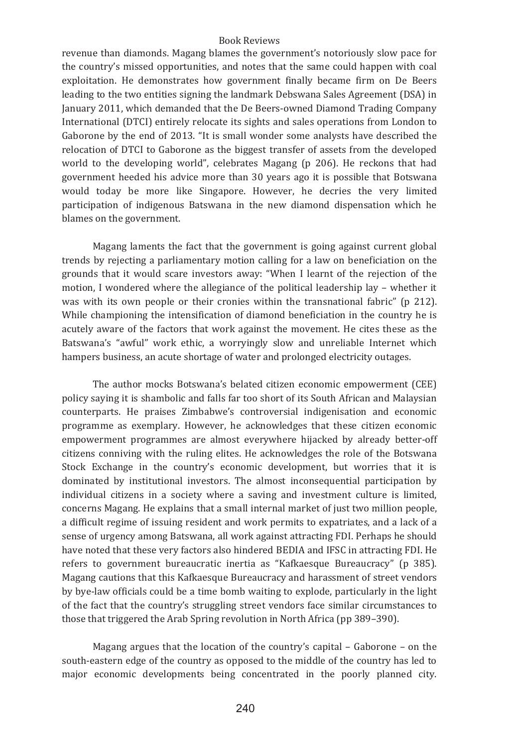revenue than diamonds. Magang blames the government's notoriously slow pace for the country's missed opportunities, and notes that the same could happen with coal exploitation. He demonstrates how government finally became firm on De Beers leading to the two entities signing the landmark Debswana Sales Agreement (DSA) in January 2011, which demanded that the De Beers-owned Diamond Trading Company International (DTCI) entirely relocate its sights and sales operations from London to Gaborone by the end of 2013. "It is small wonder some analysts have described the relocation of DTCI to Gaborone as the biggest transfer of assets from the developed world to the developing world", celebrates Magang (p 206). He reckons that had government heeded his advice more than 30 years ago it is possible that Botswana would today be more like Singapore. However, he decries the very limited participation of indigenous Batswana in the new diamond dispensation which he blames on the government.

Magang laments the fact that the government is going against current global trends by rejecting a parliamentary motion calling for a law on beneficiation on the grounds that it would scare investors away: "When I learnt of the rejection of the motion, I wondered where the allegiance of the political leadership lay – whether it was with its own people or their cronies within the transnational fabric" (p 212). While championing the intensification of diamond beneficiation in the country he is acutely aware of the factors that work against the movement. He cites these as the Batswana's "awful" work ethic, a worryingly slow and unreliable Internet which hampers business, an acute shortage of water and prolonged electricity outages.

The author mocks Botswana's belated citizen economic empowerment (CEE) policy saying it is shambolic and falls far too short of its South African and Malaysian counterparts. He praises Zimbabwe's controversial indigenisation and economic programme as exemplary. However, he acknowledges that these citizen economic empowerment programmes are almost everywhere hijacked by already better-off citizens conniving with the ruling elites. He acknowledges the role of the Botswana Stock Exchange in the country's economic development, but worries that it is dominated by institutional investors. The almost inconsequential participation by individual citizens in a society where a saving and investment culture is limited, concerns Magang. He explains that a small internal market of just two million people, a difficult regime of issuing resident and work permits to expatriates, and a lack of a sense of urgency among Batswana, all work against attracting FDI. Perhaps he should have noted that these very factors also hindered BEDIA and IFSC in attracting FDI. He refers to government bureaucratic inertia as "Kafkaesque Bureaucracy" (p 385). Magang cautions that this Kafkaesque Bureaucracy and harassment of street vendors by bye-law officials could be a time bomb waiting to explode, particularly in the light of the fact that the country's struggling street vendors face similar circumstances to those that triggered the Arab Spring revolution in North Africa (pp 389–390).

Magang argues that the location of the country's capital – Gaborone – on the south-eastern edge of the country as opposed to the middle of the country has led to major economic developments being concentrated in the poorly planned city.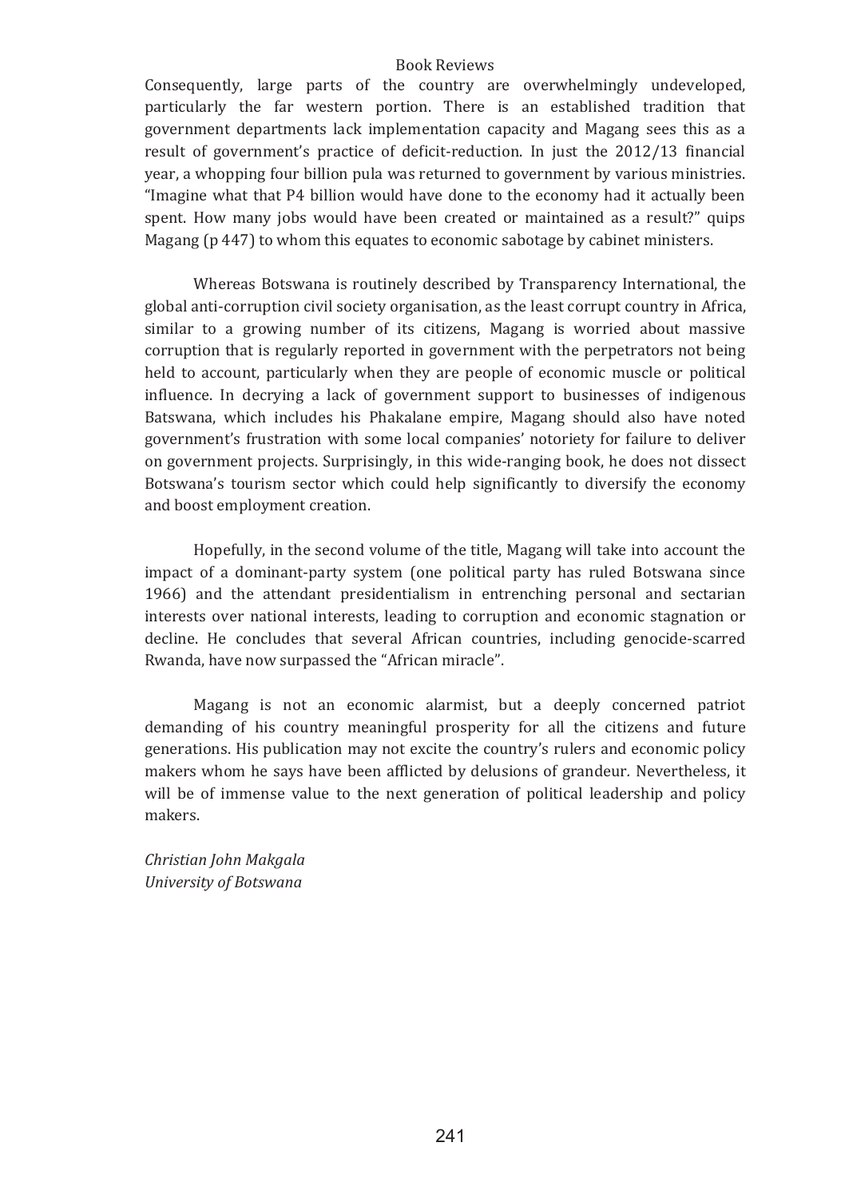Consequently, large parts of the country are overwhelmingly undeveloped, particularly the far western portion. There is an established tradition that government departments lack implementation capacity and Magang sees this as a result of government's practice of deficit-reduction. In just the 2012/13 financial year, a whopping four billion pula was returned to government by various ministries. "Imagine what that P4 billion would have done to the economy had it actually been spent. How many jobs would have been created or maintained as a result?" quips Magang (p 447) to whom this equates to economic sabotage by cabinet ministers.

Whereas Botswana is routinely described by Transparency International, the global anti-corruption civil society organisation, as the least corrupt country in Africa, similar to a growing number of its citizens, Magang is worried about massive corruption that is regularly reported in government with the perpetrators not being held to account, particularly when they are people of economic muscle or political influence. In decrying a lack of government support to businesses of indigenous Batswana, which includes his Phakalane empire, Magang should also have noted government's frustration with some local companies' notoriety for failure to deliver on government projects. Surprisingly, in this wide-ranging book, he does not dissect Botswana's tourism sector which could help significantly to diversify the economy and boost employment creation.

Hopefully, in the second volume of the title, Magang will take into account the impact of a dominant-party system (one political party has ruled Botswana since 1966) and the attendant presidentialism in entrenching personal and sectarian interests over national interests, leading to corruption and economic stagnation or decline. He concludes that several African countries, including genocide-scarred Rwanda, have now surpassed the "African miracle".

Magang is not an economic alarmist, but a deeply concerned patriot demanding of his country meaningful prosperity for all the citizens and future generations. His publication may not excite the country's rulers and economic policy makers whom he says have been afflicted by delusions of grandeur. Nevertheless, it will be of immense value to the next generation of political leadership and policy makers.

*Christian John Makgala*
*University of Botswana*